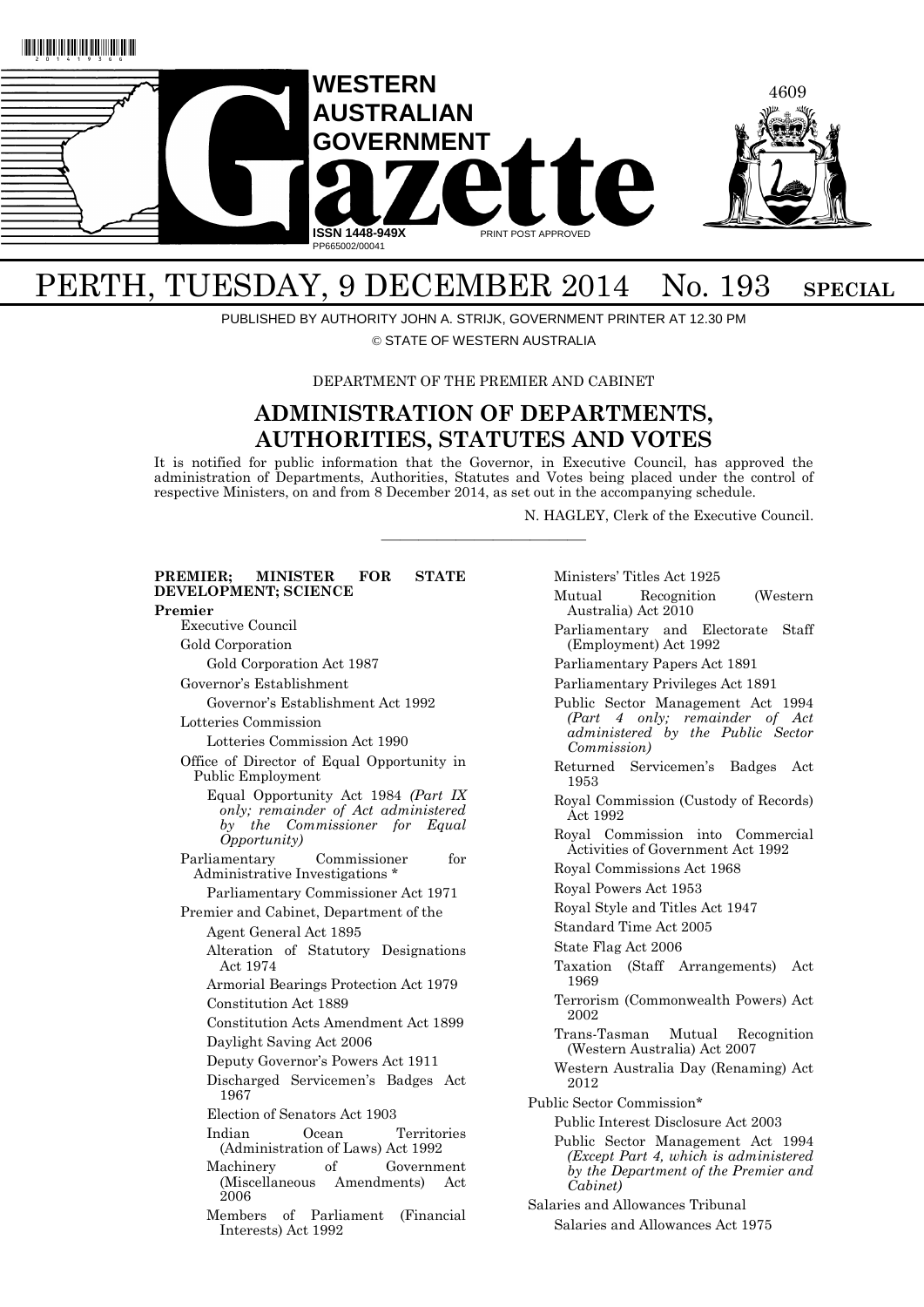# WESTERN AUSTRALIAN GOVERNMENT Gazette

ISSN 1448-949X
PP665002/00041
PRINT POST APPROVED

## PERTH, TUESDAY, 9 DECEMBER 2014 No. 193 SPECIAL

PUBLISHED BY AUTHORITY JOHN A. STRIJK, GOVERNMENT PRINTER AT 12.30 PM

© STATE OF WESTERN AUSTRALIA

DEPARTMENT OF THE PREMIER AND CABINET

## ADMINISTRATION OF DEPARTMENTS, AUTHORITIES, STATUTES AND VOTES

It is notified for public information that the Governor, in Executive Council, has approved the administration of Departments, Authorities, Statutes and Votes being placed under the control of respective Ministers, on and from 8 December 2014, as set out in the accompanying schedule.

N. HAGLEY, Clerk of the Executive Council.

---

**PREMIER; MINISTER FOR STATE DEVELOPMENT; SCIENCE**

**Premier**

- Executive Council
- Gold Corporation
  - Gold Corporation Act 1987
- Governor's Establishment
  - Governor's Establishment Act 1992
- Lotteries Commission
  - Lotteries Commission Act 1990
- Office of Director of Equal Opportunity in Public Employment
  - Equal Opportunity Act 1984 *(Part IX only; remainder of Act administered by the Commissioner for Equal Opportunity)*
- Parliamentary Commissioner for Administrative Investigations *
  - Parliamentary Commissioner Act 1971
- Premier and Cabinet, Department of the
  - Agent General Act 1895
  - Alteration of Statutory Designations Act 1974
  - Armorial Bearings Protection Act 1979
  - Constitution Act 1889
  - Constitution Acts Amendment Act 1899
  - Daylight Saving Act 2006
  - Deputy Governor's Powers Act 1911
  - Discharged Servicemen's Badges Act 1967
  - Election of Senators Act 1903
  - Indian Ocean Territories (Administration of Laws) Act 1992
  - Machinery of Government (Miscellaneous Amendments) Act 2006
  - Members of Parliament (Financial Interests) Act 1992
  - Ministers' Titles Act 1925
  - Mutual Recognition (Western Australia) Act 2010
  - Parliamentary and Electorate Staff (Employment) Act 1992
  - Parliamentary Papers Act 1891
  - Parliamentary Privileges Act 1891
  - Public Sector Management Act 1994 *(Part 4 only; remainder of Act administered by the Public Sector Commission)*
  - Returned Servicemen's Badges Act 1953
  - Royal Commission (Custody of Records) Act 1992
  - Royal Commission into Commercial Activities of Government Act 1992
  - Royal Commissions Act 1968
  - Royal Powers Act 1953
  - Royal Style and Titles Act 1947
  - Standard Time Act 2005
  - State Flag Act 2006
  - Taxation (Staff Arrangements) Act 1969
  - Terrorism (Commonwealth Powers) Act 2002
  - Trans-Tasman Mutual Recognition (Western Australia) Act 2007
  - Western Australia Day (Renaming) Act 2012
- Public Sector Commission*
  - Public Interest Disclosure Act 2003
  - Public Sector Management Act 1994 *(Except Part 4, which is administered by the Department of the Premier and Cabinet)*
- Salaries and Allowances Tribunal
  - Salaries and Allowances Act 1975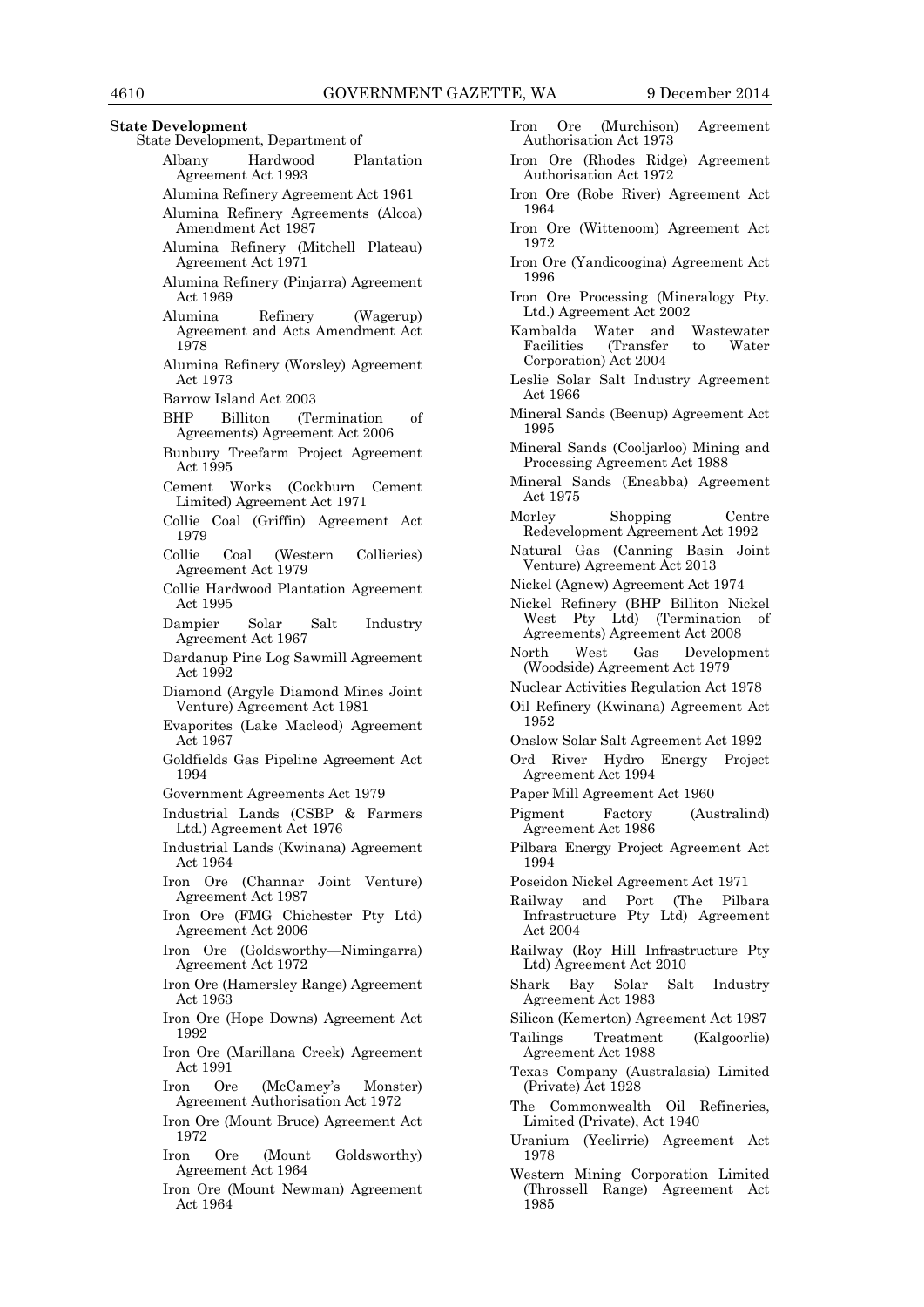**State Development**

State Development, Department of

- Albany Hardwood Plantation Agreement Act 1993
- Alumina Refinery Agreement Act 1961
- Alumina Refinery Agreements (Alcoa) Amendment Act 1987
- Alumina Refinery (Mitchell Plateau) Agreement Act 1971
- Alumina Refinery (Pinjarra) Agreement Act 1969
- Alumina Refinery (Wagerup) Agreement and Acts Amendment Act 1978
- Alumina Refinery (Worsley) Agreement Act 1973
- Barrow Island Act 2003
- BHP Billiton (Termination of Agreements) Agreement Act 2006
- Bunbury Treefarm Project Agreement Act 1995
- Cement Works (Cockburn Cement Limited) Agreement Act 1971
- Collie Coal (Griffin) Agreement Act 1979
- Collie Coal (Western Collieries) Agreement Act 1979
- Collie Hardwood Plantation Agreement Act 1995
- Dampier Solar Salt Industry Agreement Act 1967
- Dardanup Pine Log Sawmill Agreement Act 1992
- Diamond (Argyle Diamond Mines Joint Venture) Agreement Act 1981
- Evaporites (Lake Macleod) Agreement Act 1967
- Goldfields Gas Pipeline Agreement Act 1994
- Government Agreements Act 1979
- Industrial Lands (CSBP & Farmers Ltd.) Agreement Act 1976
- Industrial Lands (Kwinana) Agreement Act 1964
- Iron Ore (Channar Joint Venture) Agreement Act 1987
- Iron Ore (FMG Chichester Pty Ltd) Agreement Act 2006
- Iron Ore (Goldsworthy—Nimingarra) Agreement Act 1972
- Iron Ore (Hamersley Range) Agreement Act 1963
- Iron Ore (Hope Downs) Agreement Act 1992
- Iron Ore (Marillana Creek) Agreement Act 1991
- Iron Ore (McCamey's Monster) Agreement Authorisation Act 1972
- Iron Ore (Mount Bruce) Agreement Act 1972
- Iron Ore (Mount Goldsworthy) Agreement Act 1964
- Iron Ore (Mount Newman) Agreement Act 1964
- Iron Ore (Murchison) Agreement Authorisation Act 1973
- Iron Ore (Rhodes Ridge) Agreement Authorisation Act 1972
- Iron Ore (Robe River) Agreement Act 1964
- Iron Ore (Wittenoom) Agreement Act 1972
- Iron Ore (Yandicoogina) Agreement Act 1996
- Iron Ore Processing (Mineralogy Pty. Ltd.) Agreement Act 2002
- Kambalda Water and Wastewater Facilities (Transfer to Water Corporation) Act 2004
- Leslie Solar Salt Industry Agreement Act 1966
- Mineral Sands (Beenup) Agreement Act 1995
- Mineral Sands (Cooljarloo) Mining and Processing Agreement Act 1988
- Mineral Sands (Eneabba) Agreement Act 1975
- Morley Shopping Centre Redevelopment Agreement Act 1992
- Natural Gas (Canning Basin Joint Venture) Agreement Act 2013
- Nickel (Agnew) Agreement Act 1974
- Nickel Refinery (BHP Billiton Nickel West Pty Ltd) (Termination of Agreements) Agreement Act 2008
- North West Gas Development (Woodside) Agreement Act 1979
- Nuclear Activities Regulation Act 1978
- Oil Refinery (Kwinana) Agreement Act 1952
- Onslow Solar Salt Agreement Act 1992
- Ord River Hydro Energy Project Agreement Act 1994
- Paper Mill Agreement Act 1960
- Pigment Factory (Australind) Agreement Act 1986
- Pilbara Energy Project Agreement Act 1994
- Poseidon Nickel Agreement Act 1971
- Railway and Port (The Pilbara Infrastructure Pty Ltd) Agreement Act 2004
- Railway (Roy Hill Infrastructure Pty Ltd) Agreement Act 2010
- Shark Bay Solar Salt Industry Agreement Act 1983
- Silicon (Kemerton) Agreement Act 1987
- Tailings Treatment (Kalgoorlie) Agreement Act 1988
- Texas Company (Australasia) Limited (Private) Act 1928
- The Commonwealth Oil Refineries, Limited (Private), Act 1940
- Uranium (Yeelirrie) Agreement Act 1978
- Western Mining Corporation Limited (Throssell Range) Agreement Act 1985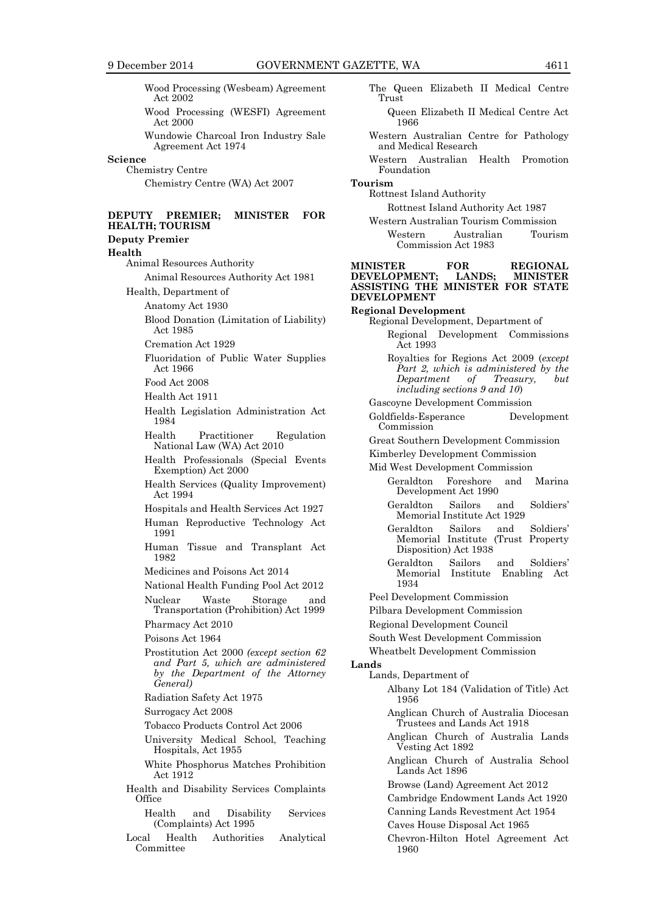Wood Processing (Wesbeam) Agreement Act 2002

Wood Processing (WESFI) Agreement Act 2000

Wundowie Charcoal Iron Industry Sale Agreement Act 1974

**Science**

Chemistry Centre

Chemistry Centre (WA) Act 2007

**DEPUTY PREMIER; MINISTER FOR HEALTH; TOURISM**

**Deputy Premier**

**Health**

Animal Resources Authority

Animal Resources Authority Act 1981

Health, Department of

Anatomy Act 1930

Blood Donation (Limitation of Liability) Act 1985

Cremation Act 1929

Fluoridation of Public Water Supplies Act 1966

Food Act 2008

Health Act 1911

Health Legislation Administration Act 1984

Health Practitioner Regulation National Law (WA) Act 2010

Health Professionals (Special Events Exemption) Act 2000

Health Services (Quality Improvement) Act 1994

Hospitals and Health Services Act 1927

Human Reproductive Technology Act 1991

Human Tissue and Transplant Act 1982

Medicines and Poisons Act 2014

National Health Funding Pool Act 2012

Nuclear Waste Storage and Transportation (Prohibition) Act 1999

Pharmacy Act 2010

Poisons Act 1964

Prostitution Act 2000 *(except section 62 and Part 5, which are administered by the Department of the Attorney General)*

Radiation Safety Act 1975

Surrogacy Act 2008

Tobacco Products Control Act 2006

University Medical School, Teaching Hospitals, Act 1955

White Phosphorus Matches Prohibition Act 1912

Health and Disability Services Complaints Office

Health and Disability Services (Complaints) Act 1995

Local Health Authorities Analytical Committee

The Queen Elizabeth II Medical Centre Trust

Queen Elizabeth II Medical Centre Act 1966

Western Australian Centre for Pathology and Medical Research

Western Australian Health Promotion Foundation

**Tourism**

Rottnest Island Authority

Rottnest Island Authority Act 1987

Western Australian Tourism Commission

Western Australian Tourism Commission Act 1983

**MINISTER FOR REGIONAL DEVELOPMENT; LANDS; MINISTER ASSISTING THE MINISTER FOR STATE DEVELOPMENT**

**Regional Development**

Regional Development, Department of

Regional Development Commissions Act 1993

Royalties for Regions Act 2009 (*except Part 2, which is administered by the Department of Treasury, but including sections 9 and 10*)

Gascoyne Development Commission

Goldfields-Esperance Development Commission

Great Southern Development Commission

Kimberley Development Commission

Mid West Development Commission

Geraldton Foreshore and Marina Development Act 1990

Geraldton Sailors and Soldiers' Memorial Institute Act 1929

Geraldton Sailors and Soldiers' Memorial Institute (Trust Property Disposition) Act 1938

Geraldton Sailors and Soldiers' Memorial Institute Enabling Act 1934

Peel Development Commission

Pilbara Development Commission

Regional Development Council

South West Development Commission

Wheatbelt Development Commission

**Lands**

Lands, Department of

Albany Lot 184 (Validation of Title) Act 1956

Anglican Church of Australia Diocesan Trustees and Lands Act 1918

Anglican Church of Australia Lands Vesting Act 1892

Anglican Church of Australia School Lands Act 1896

Browse (Land) Agreement Act 2012

Cambridge Endowment Lands Act 1920

Canning Lands Revestment Act 1954

Caves House Disposal Act 1965

Chevron-Hilton Hotel Agreement Act 1960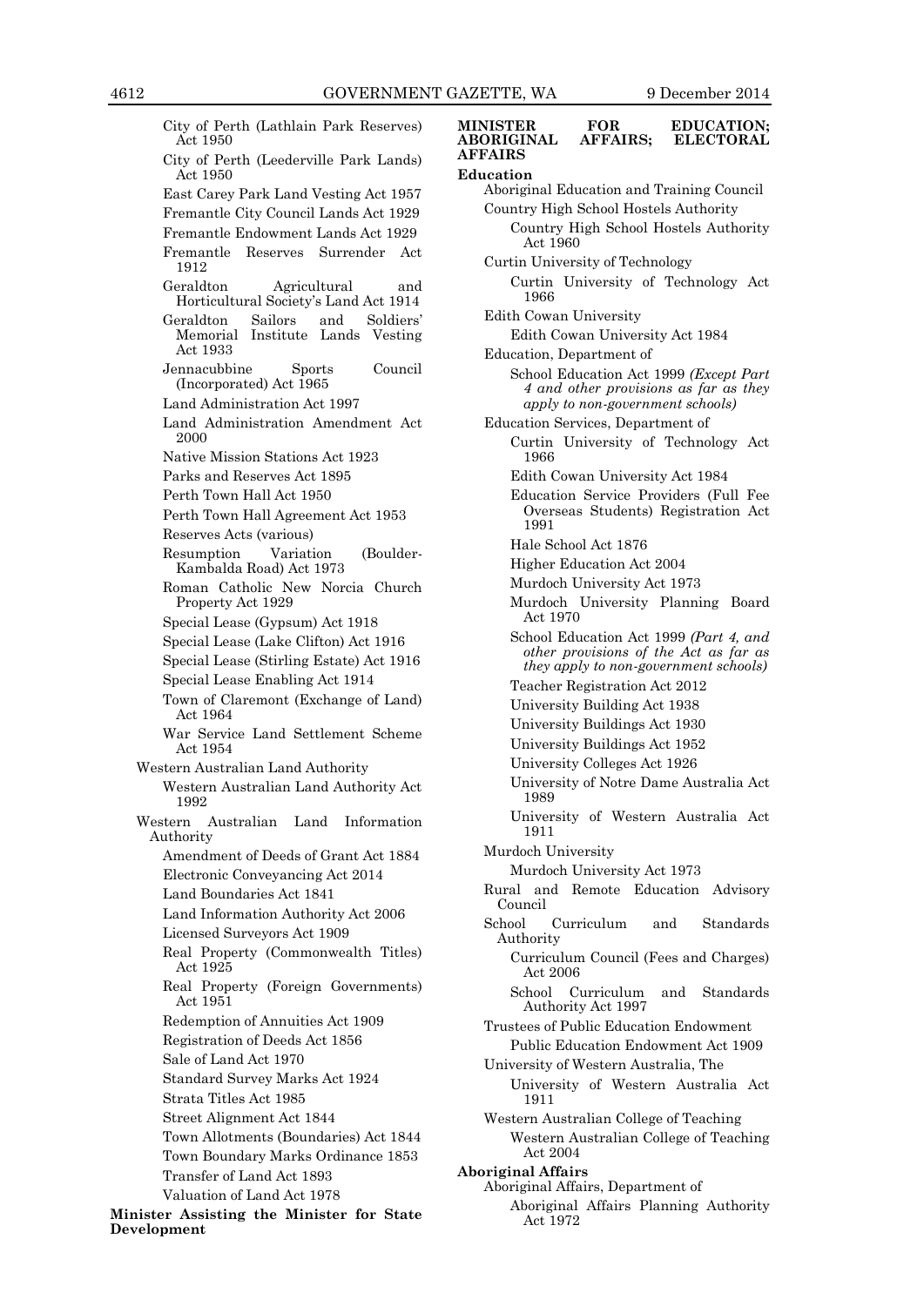City of Perth (Lathlain Park Reserves) Act 1950

City of Perth (Leederville Park Lands) Act 1950

East Carey Park Land Vesting Act 1957

Fremantle City Council Lands Act 1929

Fremantle Endowment Lands Act 1929

Fremantle Reserves Surrender Act 1912

Geraldton Agricultural and Horticultural Society's Land Act 1914

Geraldton Sailors and Soldiers' Memorial Institute Lands Vesting Act 1933

Jennacubbine Sports Council (Incorporated) Act 1965

Land Administration Act 1997

Land Administration Amendment Act 2000

Native Mission Stations Act 1923

Parks and Reserves Act 1895

Perth Town Hall Act 1950

Perth Town Hall Agreement Act 1953

Reserves Acts (various)

Resumption Variation (Boulder-Kambalda Road) Act 1973

Roman Catholic New Norcia Church Property Act 1929

Special Lease (Gypsum) Act 1918

Special Lease (Lake Clifton) Act 1916

Special Lease (Stirling Estate) Act 1916

Special Lease Enabling Act 1914

Town of Claremont (Exchange of Land) Act 1964

War Service Land Settlement Scheme Act 1954

Western Australian Land Authority

Western Australian Land Authority Act 1992

Western Australian Land Information Authority

Amendment of Deeds of Grant Act 1884

Electronic Conveyancing Act 2014

Land Boundaries Act 1841

Land Information Authority Act 2006

Licensed Surveyors Act 1909

Real Property (Commonwealth Titles) Act 1925

Real Property (Foreign Governments) Act 1951

Redemption of Annuities Act 1909

Registration of Deeds Act 1856

Sale of Land Act 1970

Standard Survey Marks Act 1924

Strata Titles Act 1985

Street Alignment Act 1844

Town Allotments (Boundaries) Act 1844

Town Boundary Marks Ordinance 1853

Transfer of Land Act 1893

Valuation of Land Act 1978

**Minister Assisting the Minister for State Development**

**MINISTER FOR EDUCATION; ABORIGINAL AFFAIRS; ELECTORAL AFFAIRS**

**Education**

Aboriginal Education and Training Council

Country High School Hostels Authority

Country High School Hostels Authority Act 1960

Curtin University of Technology

Curtin University of Technology Act 1966

Edith Cowan University

Edith Cowan University Act 1984

Education, Department of

School Education Act 1999 *(Except Part 4 and other provisions as far as they apply to non-government schools)*

Education Services, Department of

Curtin University of Technology Act 1966

Edith Cowan University Act 1984

Education Service Providers (Full Fee Overseas Students) Registration Act 1991

Hale School Act 1876

Higher Education Act 2004

Murdoch University Act 1973

Murdoch University Planning Board Act 1970

School Education Act 1999 *(Part 4, and other provisions of the Act as far as they apply to non-government schools)*

Teacher Registration Act 2012

University Building Act 1938

University Buildings Act 1930

University Buildings Act 1952

University Colleges Act 1926

University of Notre Dame Australia Act 1989

University of Western Australia Act 1911

Murdoch University

Murdoch University Act 1973

Rural and Remote Education Advisory Council

School Curriculum and Standards Authority

Curriculum Council (Fees and Charges) Act 2006

School Curriculum and Standards Authority Act 1997

Trustees of Public Education Endowment

Public Education Endowment Act 1909

University of Western Australia, The

University of Western Australia Act 1911

Western Australian College of Teaching

Western Australian College of Teaching Act 2004

**Aboriginal Affairs**

Aboriginal Affairs, Department of

Aboriginal Affairs Planning Authority Act 1972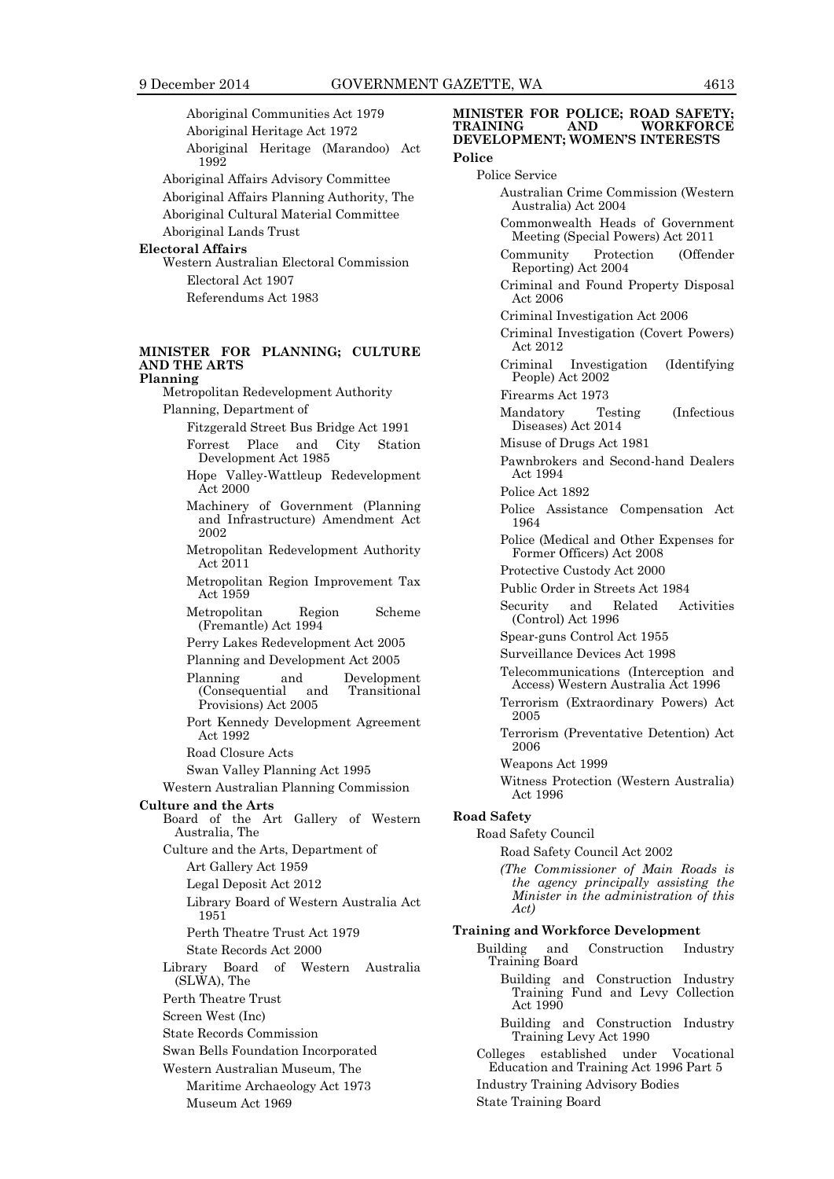Aboriginal Communities Act 1979

Aboriginal Heritage Act 1972

Aboriginal Heritage (Marandoo) Act 1992

Aboriginal Affairs Advisory Committee

Aboriginal Affairs Planning Authority, The

Aboriginal Cultural Material Committee

Aboriginal Lands Trust

**Electoral Affairs**

Western Australian Electoral Commission

Electoral Act 1907

Referendums Act 1983

## MINISTER FOR PLANNING; CULTURE AND THE ARTS

**Planning**

Metropolitan Redevelopment Authority

Planning, Department of

Fitzgerald Street Bus Bridge Act 1991

Forrest Place and City Station Development Act 1985

Hope Valley-Wattleup Redevelopment Act 2000

Machinery of Government (Planning and Infrastructure) Amendment Act 2002

Metropolitan Redevelopment Authority Act 2011

Metropolitan Region Improvement Tax Act 1959

Metropolitan Region Scheme (Fremantle) Act 1994

Perry Lakes Redevelopment Act 2005

Planning and Development Act 2005

Planning and Development (Consequential and Transitional Provisions) Act 2005

Port Kennedy Development Agreement Act 1992

Road Closure Acts

Swan Valley Planning Act 1995

Western Australian Planning Commission

**Culture and the Arts**

Board of the Art Gallery of Western Australia, The

Culture and the Arts, Department of

Art Gallery Act 1959

Legal Deposit Act 2012

Library Board of Western Australia Act 1951

Perth Theatre Trust Act 1979

State Records Act 2000

Library Board of Western Australia (SLWA), The

Perth Theatre Trust

Screen West (Inc)

State Records Commission

Swan Bells Foundation Incorporated

Western Australian Museum, The

Maritime Archaeology Act 1973

Museum Act 1969

## MINISTER FOR POLICE; ROAD SAFETY; TRAINING AND WORKFORCE DEVELOPMENT; WOMEN'S INTERESTS

**Police**

Police Service

Australian Crime Commission (Western Australia) Act 2004

Commonwealth Heads of Government Meeting (Special Powers) Act 2011

Community Protection (Offender Reporting) Act 2004

Criminal and Found Property Disposal Act 2006

Criminal Investigation Act 2006

Criminal Investigation (Covert Powers) Act 2012

Criminal Investigation (Identifying People) Act 2002

Firearms Act 1973

Mandatory Testing (Infectious Diseases) Act 2014

Misuse of Drugs Act 1981

Pawnbrokers and Second-hand Dealers Act 1994

Police Act 1892

Police Assistance Compensation Act 1964

Police (Medical and Other Expenses for Former Officers) Act 2008

Protective Custody Act 2000

Public Order in Streets Act 1984

Security and Related Activities (Control) Act 1996

Spear-guns Control Act 1955

Surveillance Devices Act 1998

Telecommunications (Interception and Access) Western Australia Act 1996

Terrorism (Extraordinary Powers) Act 2005

Terrorism (Preventative Detention) Act 2006

Weapons Act 1999

Witness Protection (Western Australia) Act 1996

**Road Safety**

Road Safety Council

Road Safety Council Act 2002

*(The Commissioner of Main Roads is the agency principally assisting the Minister in the administration of this Act)*

**Training and Workforce Development**

Building and Construction Industry Training Board

Building and Construction Industry Training Fund and Levy Collection Act 1990

Building and Construction Industry Training Levy Act 1990

Colleges established under Vocational Education and Training Act 1996 Part 5

Industry Training Advisory Bodies

State Training Board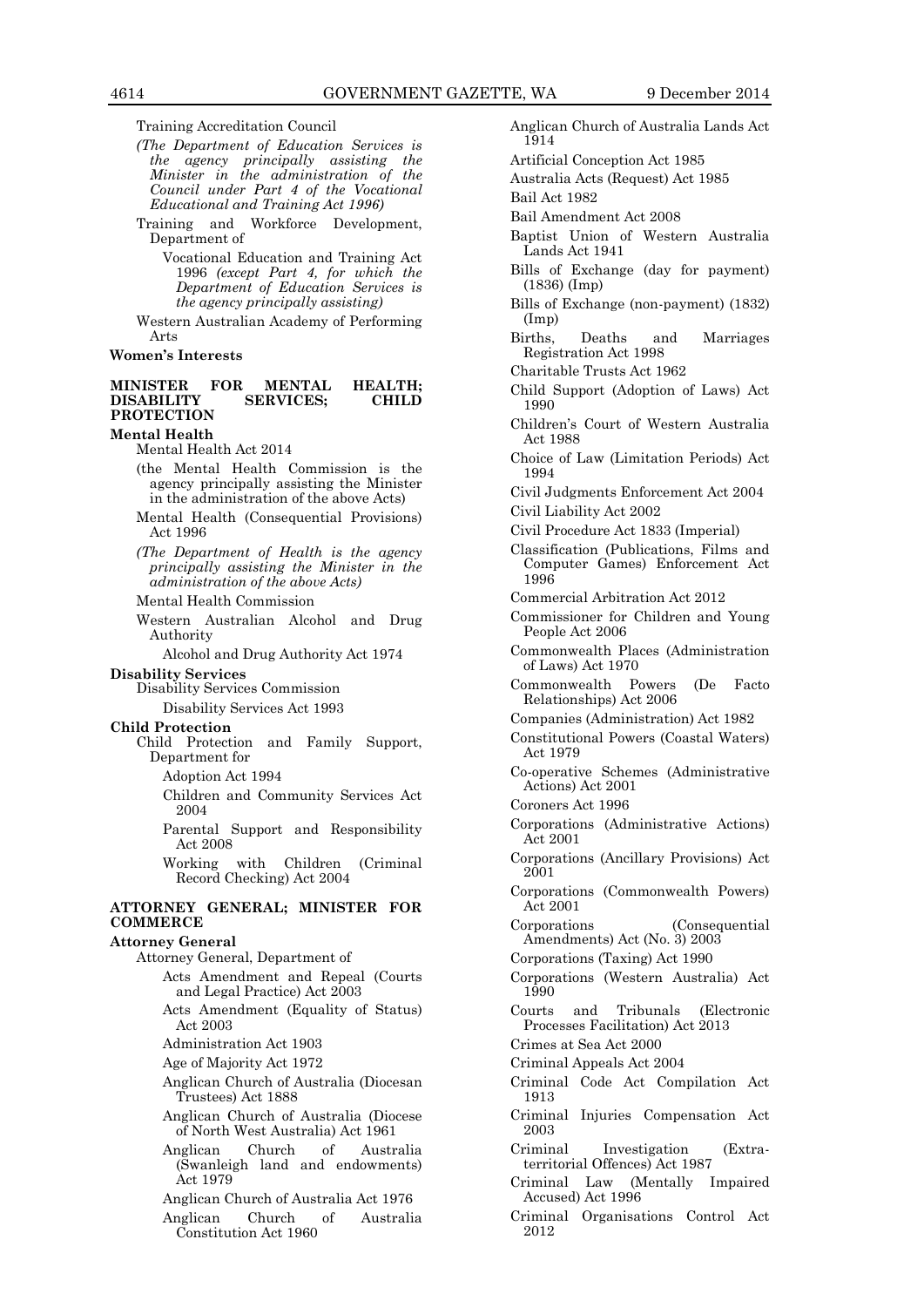Training Accreditation Council

*(The Department of Education Services is the agency principally assisting the Minister in the administration of the Council under Part 4 of the Vocational Educational and Training Act 1996)*

Training and Workforce Development, Department of

Vocational Education and Training Act 1996 *(except Part 4, for which the Department of Education Services is the agency principally assisting)*

Western Australian Academy of Performing Arts

**Women's Interests**

## MINISTER FOR MENTAL HEALTH; DISABILITY SERVICES; CHILD PROTECTION

**Mental Health**

Mental Health Act 2014

(the Mental Health Commission is the agency principally assisting the Minister in the administration of the above Acts)

Mental Health (Consequential Provisions) Act 1996

*(The Department of Health is the agency principally assisting the Minister in the administration of the above Acts)*

Mental Health Commission

Western Australian Alcohol and Drug Authority

Alcohol and Drug Authority Act 1974

**Disability Services**

Disability Services Commission

Disability Services Act 1993

**Child Protection**

Child Protection and Family Support, Department for

Adoption Act 1994

Children and Community Services Act 2004

Parental Support and Responsibility Act 2008

Working with Children (Criminal Record Checking) Act 2004

## ATTORNEY GENERAL; MINISTER FOR COMMERCE

**Attorney General**

Attorney General, Department of

Acts Amendment and Repeal (Courts and Legal Practice) Act 2003

Acts Amendment (Equality of Status) Act 2003

Administration Act 1903

Age of Majority Act 1972

Anglican Church of Australia (Diocesan Trustees) Act 1888

Anglican Church of Australia (Diocese of North West Australia) Act 1961

Anglican Church of Australia (Swanleigh land and endowments) Act 1979

Anglican Church of Australia Act 1976

Anglican Church of Australia Constitution Act 1960

Anglican Church of Australia Lands Act 1914

Artificial Conception Act 1985

Australia Acts (Request) Act 1985

Bail Act 1982

Bail Amendment Act 2008

Baptist Union of Western Australia Lands Act 1941

Bills of Exchange (day for payment) (1836) (Imp)

Bills of Exchange (non-payment) (1832) (Imp)

Births, Deaths and Marriages Registration Act 1998

Charitable Trusts Act 1962

Child Support (Adoption of Laws) Act 1990

Children's Court of Western Australia Act 1988

Choice of Law (Limitation Periods) Act 1994

Civil Judgments Enforcement Act 2004

Civil Liability Act 2002

Civil Procedure Act 1833 (Imperial)

Classification (Publications, Films and Computer Games) Enforcement Act 1996

Commercial Arbitration Act 2012

Commissioner for Children and Young People Act 2006

Commonwealth Places (Administration of Laws) Act 1970

Commonwealth Powers (De Facto Relationships) Act 2006

Companies (Administration) Act 1982

Constitutional Powers (Coastal Waters) Act 1979

Co-operative Schemes (Administrative Actions) Act 2001

Coroners Act 1996

Corporations (Administrative Actions) Act 2001

Corporations (Ancillary Provisions) Act 2001

Corporations (Commonwealth Powers) Act 2001

Corporations (Consequential Amendments) Act (No. 3) 2003

Corporations (Taxing) Act 1990

Corporations (Western Australia) Act 1990

Courts and Tribunals (Electronic Processes Facilitation) Act 2013

Crimes at Sea Act 2000

Criminal Appeals Act 2004

Criminal Code Act Compilation Act 1913

Criminal Injuries Compensation Act 2003

Criminal Investigation (Extra-territorial Offences) Act 1987

Criminal Law (Mentally Impaired Accused) Act 1996

Criminal Organisations Control Act 2012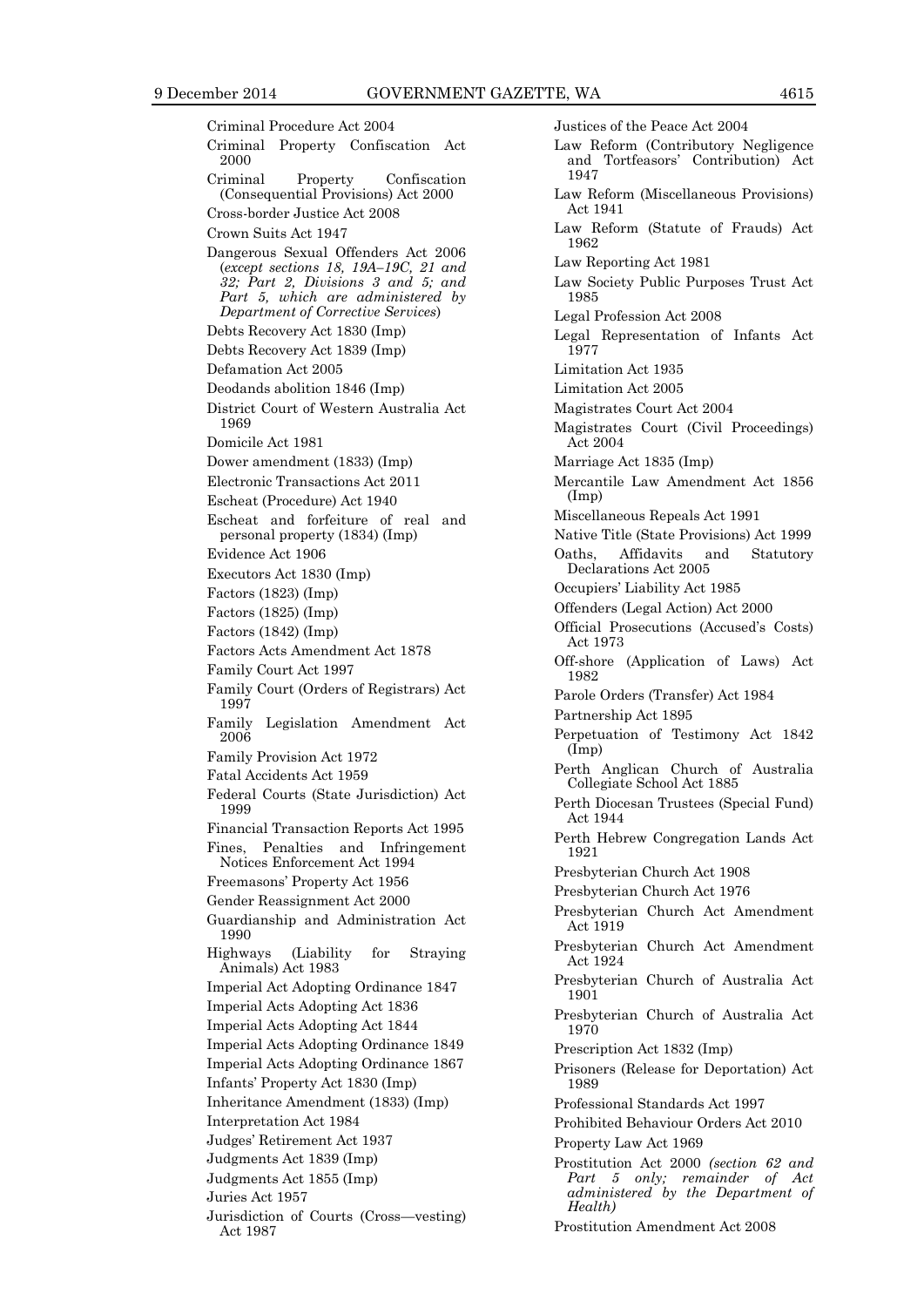Criminal Procedure Act 2004

Criminal Property Confiscation Act 2000

Criminal Property Confiscation (Consequential Provisions) Act 2000

Cross-border Justice Act 2008

Crown Suits Act 1947

Dangerous Sexual Offenders Act 2006 (*except sections 18, 19A–19C, 21 and 32; Part 2, Divisions 3 and 5; and Part 5, which are administered by Department of Corrective Services*)

Debts Recovery Act 1830 (Imp)

Debts Recovery Act 1839 (Imp)

Defamation Act 2005

Deodands abolition 1846 (Imp)

District Court of Western Australia Act 1969

Domicile Act 1981

Dower amendment (1833) (Imp)

Electronic Transactions Act 2011

Escheat (Procedure) Act 1940

Escheat and forfeiture of real and personal property (1834) (Imp)

Evidence Act 1906

Executors Act 1830 (Imp)

Factors (1823) (Imp)

Factors (1825) (Imp)

Factors (1842) (Imp)

Factors Acts Amendment Act 1878

Family Court Act 1997

Family Court (Orders of Registrars) Act 1997

Family Legislation Amendment Act 2006

Family Provision Act 1972

Fatal Accidents Act 1959

Federal Courts (State Jurisdiction) Act 1999

Financial Transaction Reports Act 1995

Fines, Penalties and Infringement Notices Enforcement Act 1994

Freemasons' Property Act 1956

Gender Reassignment Act 2000

Guardianship and Administration Act 1990

Highways (Liability for Straying Animals) Act 1983

Imperial Act Adopting Ordinance 1847

Imperial Acts Adopting Act 1836

Imperial Acts Adopting Act 1844

Imperial Acts Adopting Ordinance 1849

Imperial Acts Adopting Ordinance 1867

Infants' Property Act 1830 (Imp)

Inheritance Amendment (1833) (Imp)

Interpretation Act 1984

Judges' Retirement Act 1937

Judgments Act 1839 (Imp)

Judgments Act 1855 (Imp)

Juries Act 1957

Jurisdiction of Courts (Cross—vesting) Act 1987

Justices of the Peace Act 2004

Law Reform (Contributory Negligence and Tortfeasors' Contribution) Act 1947

Law Reform (Miscellaneous Provisions) Act 1941

Law Reform (Statute of Frauds) Act 1962

Law Reporting Act 1981

Law Society Public Purposes Trust Act 1985

Legal Profession Act 2008

Legal Representation of Infants Act 1977

Limitation Act 1935

Limitation Act 2005

Magistrates Court Act 2004

Magistrates Court (Civil Proceedings) Act 2004

Marriage Act 1835 (Imp)

Mercantile Law Amendment Act 1856 (Imp)

Miscellaneous Repeals Act 1991

Native Title (State Provisions) Act 1999

Oaths, Affidavits and Statutory Declarations Act 2005

Occupiers' Liability Act 1985

Offenders (Legal Action) Act 2000

Official Prosecutions (Accused's Costs) Act 1973

Off-shore (Application of Laws) Act 1982

Parole Orders (Transfer) Act 1984

Partnership Act 1895

Perpetuation of Testimony Act 1842 (Imp)

Perth Anglican Church of Australia Collegiate School Act 1885

Perth Diocesan Trustees (Special Fund) Act 1944

Perth Hebrew Congregation Lands Act 1921

Presbyterian Church Act 1908

Presbyterian Church Act 1976

Presbyterian Church Act Amendment Act 1919

Presbyterian Church Act Amendment Act 1924

Presbyterian Church of Australia Act 1901

Presbyterian Church of Australia Act 1970

Prescription Act 1832 (Imp)

Prisoners (Release for Deportation) Act 1989

Professional Standards Act 1997

Prohibited Behaviour Orders Act 2010

Property Law Act 1969

Prostitution Act 2000 *(section 62 and Part 5 only; remainder of Act administered by the Department of Health)*

Prostitution Amendment Act 2008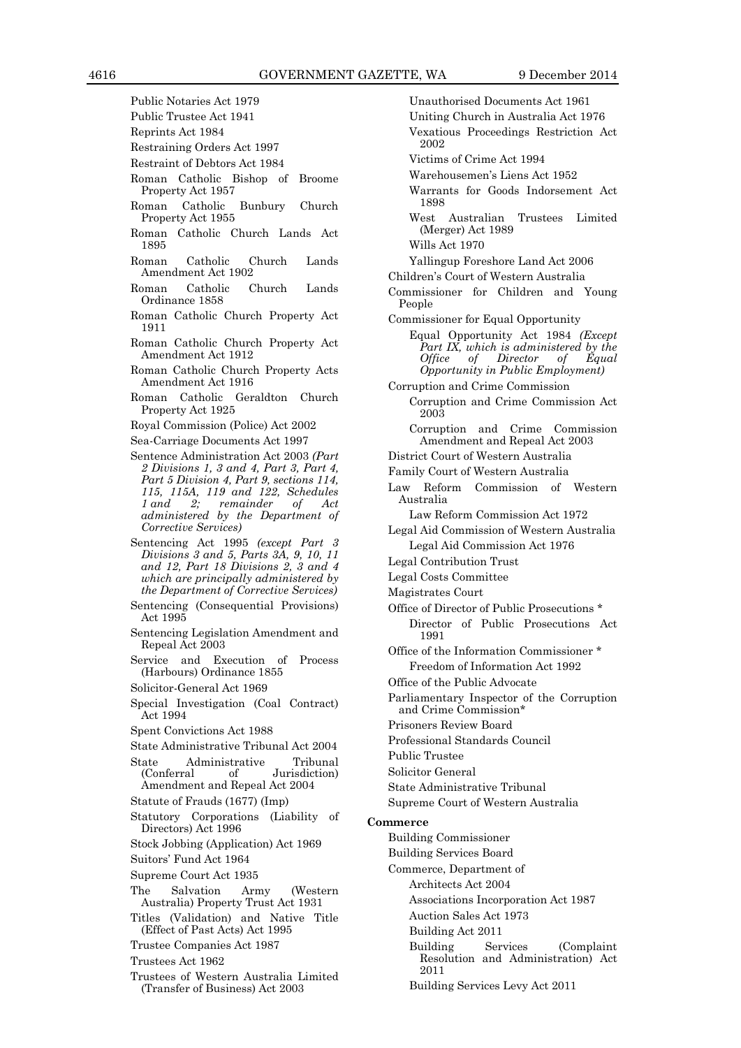Public Notaries Act 1979

Public Trustee Act 1941

Reprints Act 1984

Restraining Orders Act 1997

Restraint of Debtors Act 1984

Roman Catholic Bishop of Broome Property Act 1957

Roman Catholic Bunbury Church Property Act 1955

Roman Catholic Church Lands Act 1895

Roman Catholic Church Lands Amendment Act 1902

Roman Catholic Church Lands Ordinance 1858

Roman Catholic Church Property Act 1911

Roman Catholic Church Property Act Amendment Act 1912

Roman Catholic Church Property Acts Amendment Act 1916

Roman Catholic Geraldton Church Property Act 1925

Royal Commission (Police) Act 2002

Sea-Carriage Documents Act 1997

Sentence Administration Act 2003 *(Part 2 Divisions 1, 3 and 4, Part 3, Part 4, Part 5 Division 4, Part 9, sections 114, 115, 115A, 119 and 122, Schedules 1 and 2; remainder of Act administered by the Department of Corrective Services)*

Sentencing Act 1995 *(except Part 3 Divisions 3 and 5, Parts 3A, 9, 10, 11 and 12, Part 18 Divisions 2, 3 and 4 which are principally administered by the Department of Corrective Services)*

Sentencing (Consequential Provisions) Act 1995

Sentencing Legislation Amendment and Repeal Act 2003

Service and Execution of Process (Harbours) Ordinance 1855

Solicitor-General Act 1969

Special Investigation (Coal Contract) Act 1994

Spent Convictions Act 1988

State Administrative Tribunal Act 2004

State Administrative Tribunal (Conferral of Jurisdiction) Amendment and Repeal Act 2004

Statute of Frauds (1677) (Imp)

Statutory Corporations (Liability of Directors) Act 1996

Stock Jobbing (Application) Act 1969

Suitors' Fund Act 1964

Supreme Court Act 1935

The Salvation Army (Western Australia) Property Trust Act 1931

Titles (Validation) and Native Title (Effect of Past Acts) Act 1995

Trustee Companies Act 1987

Trustees Act 1962

Trustees of Western Australia Limited (Transfer of Business) Act 2003

Unauthorised Documents Act 1961

Uniting Church in Australia Act 1976

Vexatious Proceedings Restriction Act 2002

Victims of Crime Act 1994

Warehousemen's Liens Act 1952

Warrants for Goods Indorsement Act 1898

West Australian Trustees Limited (Merger) Act 1989

Wills Act 1970

Yallingup Foreshore Land Act 2006

Children's Court of Western Australia

Commissioner for Children and Young People

Commissioner for Equal Opportunity

- Equal Opportunity Act 1984 *(Except Part IX, which is administered by the Office of Director of Equal Opportunity in Public Employment)*

Corruption and Crime Commission

- Corruption and Crime Commission Act 2003
- Corruption and Crime Commission Amendment and Repeal Act 2003

District Court of Western Australia

Family Court of Western Australia

Law Reform Commission of Western Australia

- Law Reform Commission Act 1972

Legal Aid Commission of Western Australia

- Legal Aid Commission Act 1976

Legal Contribution Trust

Legal Costs Committee

Magistrates Court

Office of Director of Public Prosecutions *

- Director of Public Prosecutions Act 1991

Office of the Information Commissioner *

- Freedom of Information Act 1992

Office of the Public Advocate

Parliamentary Inspector of the Corruption and Crime Commission*

Prisoners Review Board

Professional Standards Council

Public Trustee

Solicitor General

State Administrative Tribunal

Supreme Court of Western Australia

**Commerce**

Building Commissioner

Building Services Board

Commerce, Department of

- Architects Act 2004
- Associations Incorporation Act 1987
- Auction Sales Act 1973
- Building Act 2011
- Building Services (Complaint Resolution and Administration) Act 2011
- Building Services Levy Act 2011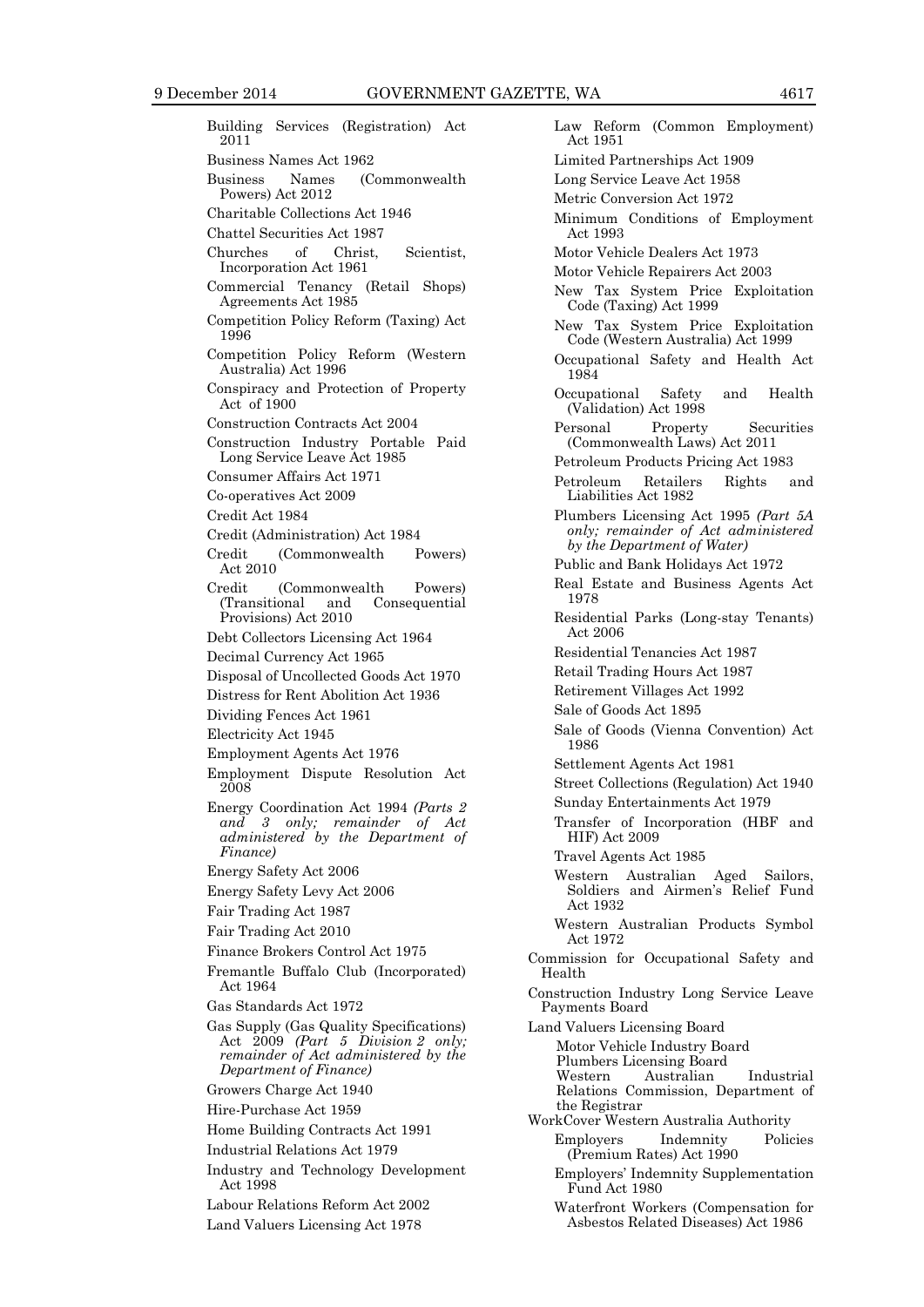Building Services (Registration) Act 2011

Business Names Act 1962

Business Names (Commonwealth Powers) Act 2012

Charitable Collections Act 1946

Chattel Securities Act 1987

Churches of Christ, Scientist, Incorporation Act 1961

Commercial Tenancy (Retail Shops) Agreements Act 1985

Competition Policy Reform (Taxing) Act 1996

Competition Policy Reform (Western Australia) Act 1996

Conspiracy and Protection of Property Act of 1900

Construction Contracts Act 2004

Construction Industry Portable Paid Long Service Leave Act 1985

Consumer Affairs Act 1971

Co-operatives Act 2009

Credit Act 1984

Credit (Administration) Act 1984

Credit (Commonwealth Powers) Act 2010

Credit (Commonwealth Powers) (Transitional and Consequential Provisions) Act 2010

Debt Collectors Licensing Act 1964

Decimal Currency Act 1965

Disposal of Uncollected Goods Act 1970

Distress for Rent Abolition Act 1936

Dividing Fences Act 1961

Electricity Act 1945

Employment Agents Act 1976

Employment Dispute Resolution Act 2008

Energy Coordination Act 1994 *(Parts 2 and 3 only; remainder of Act administered by the Department of Finance)*

Energy Safety Act 2006

Energy Safety Levy Act 2006

Fair Trading Act 1987

Fair Trading Act 2010

Finance Brokers Control Act 1975

Fremantle Buffalo Club (Incorporated) Act 1964

Gas Standards Act 1972

Gas Supply (Gas Quality Specifications) Act 2009 *(Part 5 Division 2 only; remainder of Act administered by the Department of Finance)*

Growers Charge Act 1940

Hire-Purchase Act 1959

Home Building Contracts Act 1991

Industrial Relations Act 1979

Industry and Technology Development Act 1998

Labour Relations Reform Act 2002

Land Valuers Licensing Act 1978

Law Reform (Common Employment) Act 1951

Limited Partnerships Act 1909

Long Service Leave Act 1958

Metric Conversion Act 1972

Minimum Conditions of Employment Act 1993

Motor Vehicle Dealers Act 1973

Motor Vehicle Repairers Act 2003

New Tax System Price Exploitation Code (Taxing) Act 1999

New Tax System Price Exploitation Code (Western Australia) Act 1999

Occupational Safety and Health Act 1984

Occupational Safety and Health (Validation) Act 1998

Personal Property Securities (Commonwealth Laws) Act 2011

Petroleum Products Pricing Act 1983

Petroleum Retailers Rights and Liabilities Act 1982

Plumbers Licensing Act 1995 *(Part 5A only; remainder of Act administered by the Department of Water)*

Public and Bank Holidays Act 1972

Real Estate and Business Agents Act 1978

Residential Parks (Long-stay Tenants) Act 2006

Residential Tenancies Act 1987

Retail Trading Hours Act 1987

Retirement Villages Act 1992

Sale of Goods Act 1895

Sale of Goods (Vienna Convention) Act 1986

Settlement Agents Act 1981

Street Collections (Regulation) Act 1940

Sunday Entertainments Act 1979

Transfer of Incorporation (HBF and HIF) Act 2009

Travel Agents Act 1985

Western Australian Aged Sailors, Soldiers and Airmen's Relief Fund Act 1932

Western Australian Products Symbol Act 1972

Commission for Occupational Safety and Health

Construction Industry Long Service Leave Payments Board

Land Valuers Licensing Board

Motor Vehicle Industry Board

Plumbers Licensing Board

Western Australian Industrial Relations Commission, Department of the Registrar

WorkCover Western Australia Authority

Employers Indemnity Policies (Premium Rates) Act 1990

Employers' Indemnity Supplementation Fund Act 1980

Waterfront Workers (Compensation for Asbestos Related Diseases) Act 1986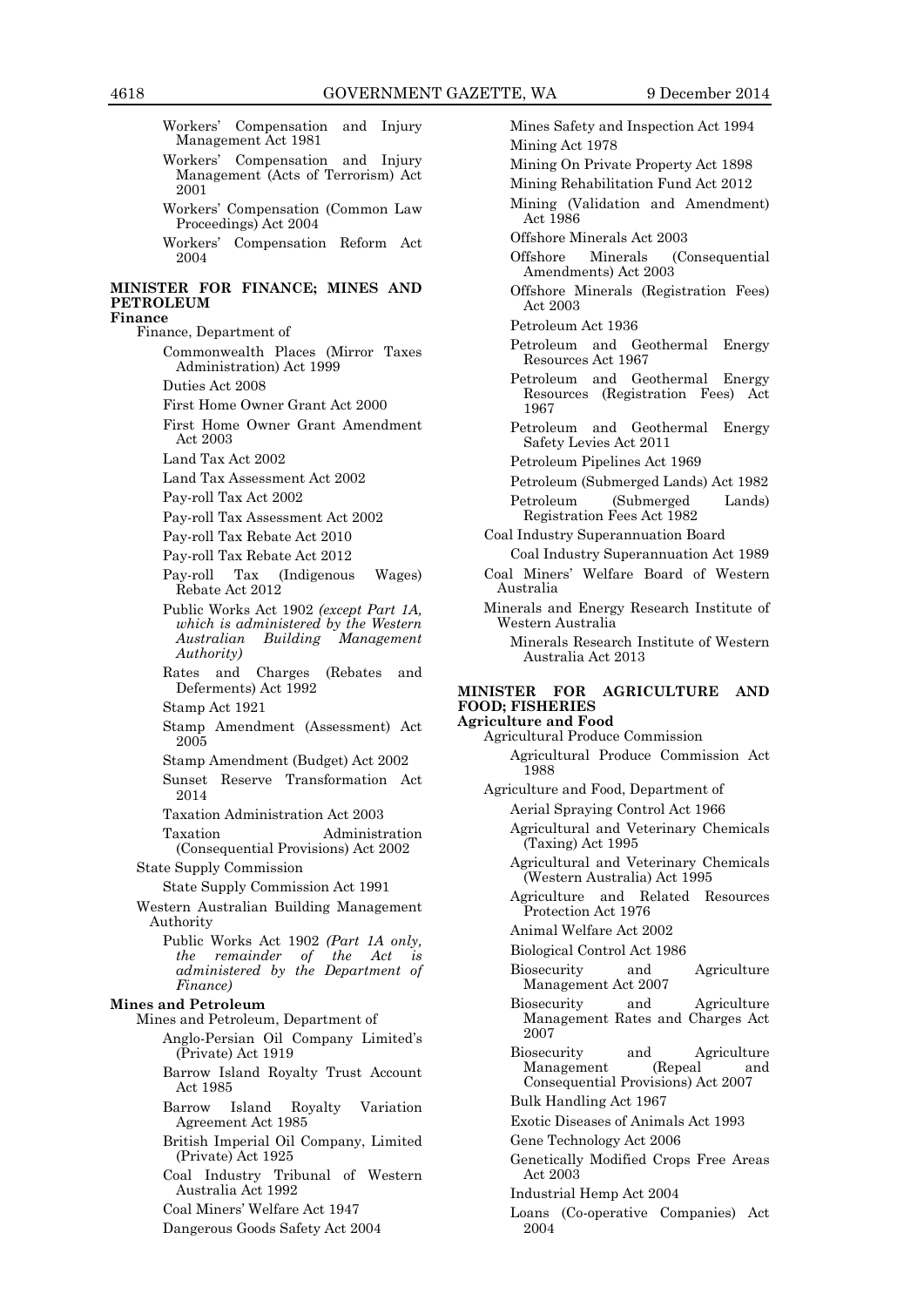Workers' Compensation and Injury Management Act 1981

Workers' Compensation and Injury Management (Acts of Terrorism) Act 2001

Workers' Compensation (Common Law Proceedings) Act 2004

Workers' Compensation Reform Act 2004

**MINISTER FOR FINANCE; MINES AND PETROLEUM**

**Finance**

Finance, Department of

Commonwealth Places (Mirror Taxes Administration) Act 1999

Duties Act 2008

First Home Owner Grant Act 2000

First Home Owner Grant Amendment Act 2003

Land Tax Act 2002

Land Tax Assessment Act 2002

Pay-roll Tax Act 2002

Pay-roll Tax Assessment Act 2002

Pay-roll Tax Rebate Act 2010

Pay-roll Tax Rebate Act 2012

Pay-roll Tax (Indigenous Wages) Rebate Act 2012

Public Works Act 1902 *(except Part 1A, which is administered by the Western Australian Building Management Authority)*

Rates and Charges (Rebates and Deferments) Act 1992

Stamp Act 1921

Stamp Amendment (Assessment) Act 2005

Stamp Amendment (Budget) Act 2002

Sunset Reserve Transformation Act 2014

Taxation Administration Act 2003

Taxation Administration (Consequential Provisions) Act 2002

State Supply Commission

State Supply Commission Act 1991

Western Australian Building Management Authority

Public Works Act 1902 *(Part 1A only, the remainder of the Act is administered by the Department of Finance)*

**Mines and Petroleum**

Mines and Petroleum, Department of

Anglo-Persian Oil Company Limited's (Private) Act 1919

Barrow Island Royalty Trust Account Act 1985

Barrow Island Royalty Variation Agreement Act 1985

British Imperial Oil Company, Limited (Private) Act 1925

Coal Industry Tribunal of Western Australia Act 1992

Coal Miners' Welfare Act 1947

Dangerous Goods Safety Act 2004

Mines Safety and Inspection Act 1994

Mining Act 1978

Mining On Private Property Act 1898

Mining Rehabilitation Fund Act 2012

Mining (Validation and Amendment) Act 1986

Offshore Minerals Act 2003

Offshore Minerals (Consequential Amendments) Act 2003

Offshore Minerals (Registration Fees) Act 2003

Petroleum Act 1936

Petroleum and Geothermal Energy Resources Act 1967

Petroleum and Geothermal Energy Resources (Registration Fees) Act 1967

Petroleum and Geothermal Energy Safety Levies Act 2011

Petroleum Pipelines Act 1969

Petroleum (Submerged Lands) Act 1982

Petroleum (Submerged Lands) Registration Fees Act 1982

Coal Industry Superannuation Board

Coal Industry Superannuation Act 1989

Coal Miners' Welfare Board of Western Australia

Minerals and Energy Research Institute of Western Australia

Minerals Research Institute of Western Australia Act 2013

**MINISTER FOR AGRICULTURE AND FOOD; FISHERIES**

**Agriculture and Food**

Agricultural Produce Commission

Agricultural Produce Commission Act 1988

Agriculture and Food, Department of

Aerial Spraying Control Act 1966

Agricultural and Veterinary Chemicals (Taxing) Act 1995

Agricultural and Veterinary Chemicals (Western Australia) Act 1995

Agriculture and Related Resources Protection Act 1976

Animal Welfare Act 2002

Biological Control Act 1986

Biosecurity and Agriculture Management Act 2007

Biosecurity and Agriculture Management Rates and Charges Act 2007

Biosecurity and Agriculture Management (Repeal and Consequential Provisions) Act 2007

Bulk Handling Act 1967

Exotic Diseases of Animals Act 1993

Gene Technology Act 2006

Genetically Modified Crops Free Areas Act 2003

Industrial Hemp Act 2004

Loans (Co-operative Companies) Act 2004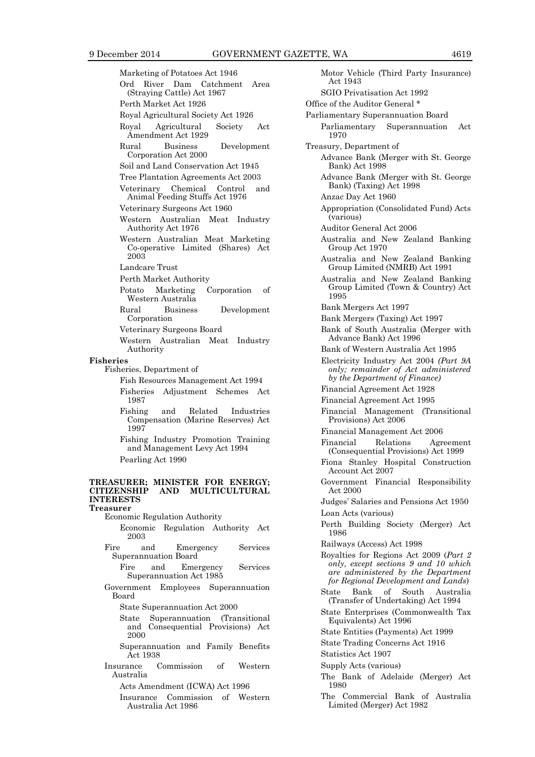Marketing of Potatoes Act 1946

Ord River Dam Catchment Area (Straying Cattle) Act 1967

Perth Market Act 1926

Royal Agricultural Society Act 1926

Royal Agricultural Society Act Amendment Act 1929

Rural Business Development Corporation Act 2000

Soil and Land Conservation Act 1945

Tree Plantation Agreements Act 2003

Veterinary Chemical Control and Animal Feeding Stuffs Act 1976

Veterinary Surgeons Act 1960

Western Australian Meat Industry Authority Act 1976

Western Australian Meat Marketing Co-operative Limited (Shares) Act 2003

Landcare Trust

Perth Market Authority

Potato Marketing Corporation of Western Australia

Rural Business Development Corporation

Veterinary Surgeons Board

Western Australian Meat Industry Authority

**Fisheries**

Fisheries, Department of

Fish Resources Management Act 1994

Fisheries Adjustment Schemes Act 1987

Fishing and Related Industries Compensation (Marine Reserves) Act 1997

Fishing Industry Promotion Training and Management Levy Act 1994

Pearling Act 1990

## TREASURER; MINISTER FOR ENERGY; CITIZENSHIP AND MULTICULTURAL INTERESTS

**Treasurer**

Economic Regulation Authority

Economic Regulation Authority Act 2003

Fire and Emergency Services Superannuation Board

Fire and Emergency Services Superannuation Act 1985

Government Employees Superannuation Board

State Superannuation Act 2000

State Superannuation (Transitional and Consequential Provisions) Act 2000

Superannuation and Family Benefits Act 1938

Insurance Commission of Western Australia

Acts Amendment (ICWA) Act 1996

Insurance Commission of Western Australia Act 1986

Motor Vehicle (Third Party Insurance) Act 1943

SGIO Privatisation Act 1992

Office of the Auditor General *

Parliamentary Superannuation Board

Parliamentary Superannuation Act 1970

Treasury, Department of

Advance Bank (Merger with St. George Bank) Act 1998

Advance Bank (Merger with St. George Bank) (Taxing) Act 1998

Anzac Day Act 1960

Appropriation (Consolidated Fund) Acts (various)

Auditor General Act 2006

Australia and New Zealand Banking Group Act 1970

Australia and New Zealand Banking Group Limited (NMRB) Act 1991

Australia and New Zealand Banking Group Limited (Town & Country) Act 1995

Bank Mergers Act 1997

Bank Mergers (Taxing) Act 1997

Bank of South Australia (Merger with Advance Bank) Act 1996

Bank of Western Australia Act 1995

Electricity Industry Act 2004 *(Part 9A only; remainder of Act administered by the Department of Finance)*

Financial Agreement Act 1928

Financial Agreement Act 1995

Financial Management (Transitional Provisions) Act 2006

Financial Management Act 2006

Financial Relations Agreement (Consequential Provisions) Act 1999

Fiona Stanley Hospital Construction Account Act 2007

Government Financial Responsibility Act 2000

Judges' Salaries and Pensions Act 1950

Loan Acts (various)

Perth Building Society (Merger) Act 1986

Railways (Access) Act 1998

Royalties for Regions Act 2009 (*Part 2 only, except sections 9 and 10 which are administered by the Department for Regional Development and Lands*)

State Bank of South Australia (Transfer of Undertaking) Act 1994

State Enterprises (Commonwealth Tax Equivalents) Act 1996

State Entities (Payments) Act 1999

State Trading Concerns Act 1916

Statistics Act 1907

Supply Acts (various)

The Bank of Adelaide (Merger) Act 1980

The Commercial Bank of Australia Limited (Merger) Act 1982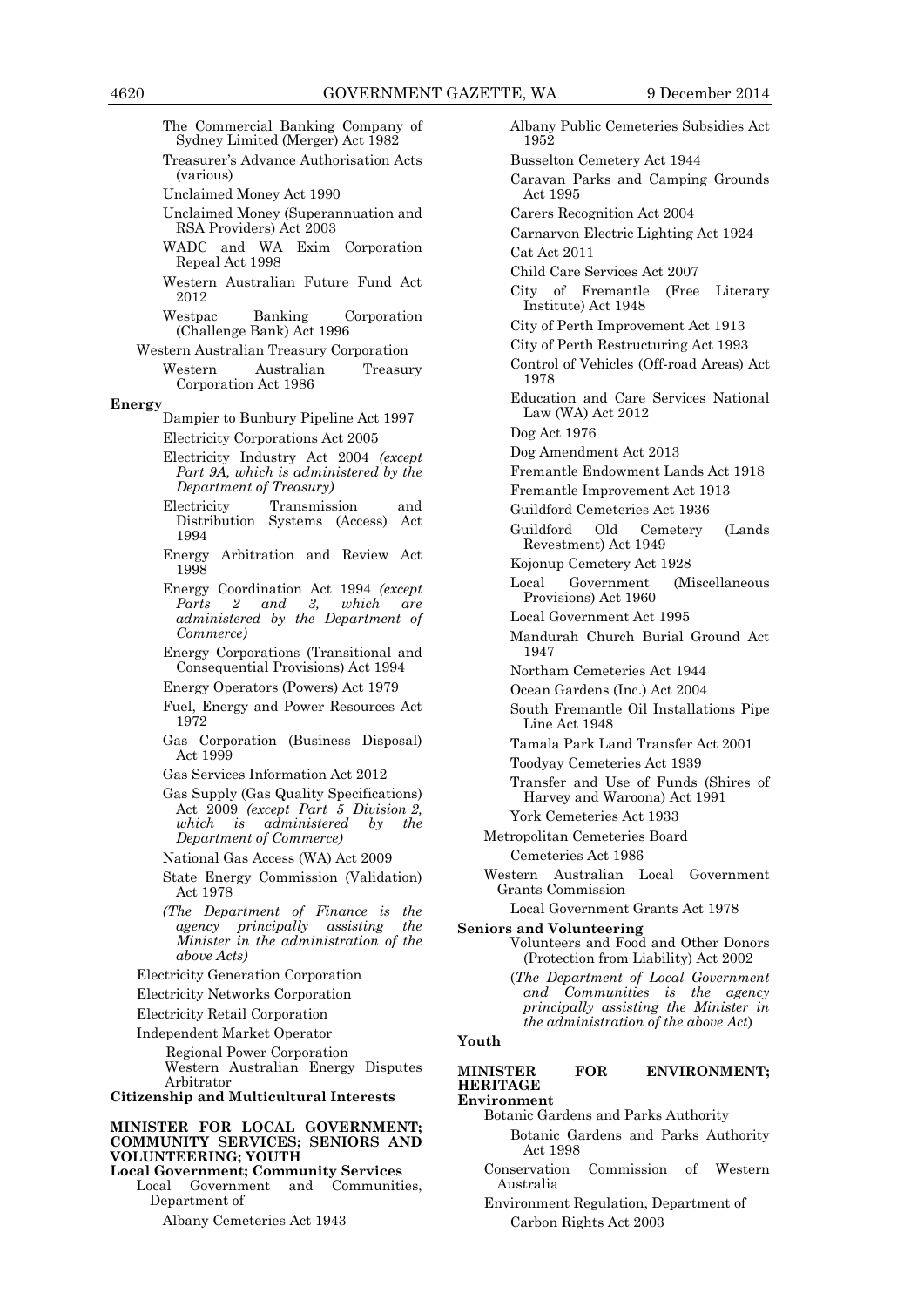The Commercial Banking Company of Sydney Limited (Merger) Act 1982

Treasurer's Advance Authorisation Acts (various)

Unclaimed Money Act 1990

Unclaimed Money (Superannuation and RSA Providers) Act 2003

WADC and WA Exim Corporation Repeal Act 1998

Western Australian Future Fund Act 2012

Westpac Banking Corporation (Challenge Bank) Act 1996

Western Australian Treasury Corporation

Western Australian Treasury Corporation Act 1986

**Energy**

Dampier to Bunbury Pipeline Act 1997

Electricity Corporations Act 2005

Electricity Industry Act 2004 *(except Part 9A, which is administered by the Department of Treasury)*

Electricity Transmission and Distribution Systems (Access) Act 1994

Energy Arbitration and Review Act 1998

Energy Coordination Act 1994 *(except Parts 2 and 3, which are administered by the Department of Commerce)*

Energy Corporations (Transitional and Consequential Provisions) Act 1994

Energy Operators (Powers) Act 1979

Fuel, Energy and Power Resources Act 1972

Gas Corporation (Business Disposal) Act 1999

Gas Services Information Act 2012

Gas Supply (Gas Quality Specifications) Act 2009 *(except Part 5 Division 2, which is administered by the Department of Commerce)*

National Gas Access (WA) Act 2009

State Energy Commission (Validation) Act 1978

*(The Department of Finance is the agency principally assisting the Minister in the administration of the above Acts)*

Electricity Generation Corporation

Electricity Networks Corporation

Electricity Retail Corporation

Independent Market Operator

Regional Power Corporation

Western Australian Energy Disputes Arbitrator

**Citizenship and Multicultural Interests**

**MINISTER FOR LOCAL GOVERNMENT; COMMUNITY SERVICES; SENIORS AND VOLUNTEERING; YOUTH**

**Local Government; Community Services**

Local Government and Communities, Department of

Albany Cemeteries Act 1943

Albany Public Cemeteries Subsidies Act 1952

Busselton Cemetery Act 1944

Caravan Parks and Camping Grounds Act 1995

Carers Recognition Act 2004

Carnarvon Electric Lighting Act 1924

Cat Act 2011

Child Care Services Act 2007

City of Fremantle (Free Literary Institute) Act 1948

City of Perth Improvement Act 1913

City of Perth Restructuring Act 1993

Control of Vehicles (Off-road Areas) Act 1978

Education and Care Services National Law (WA) Act 2012

Dog Act 1976

Dog Amendment Act 2013

Fremantle Endowment Lands Act 1918

Fremantle Improvement Act 1913

Guildford Cemeteries Act 1936

Guildford Old Cemetery (Lands Revestment) Act 1949

Kojonup Cemetery Act 1928

Local Government (Miscellaneous Provisions) Act 1960

Local Government Act 1995

Mandurah Church Burial Ground Act 1947

Northam Cemeteries Act 1944

Ocean Gardens (Inc.) Act 2004

South Fremantle Oil Installations Pipe Line Act 1948

Tamala Park Land Transfer Act 2001

Toodyay Cemeteries Act 1939

Transfer and Use of Funds (Shires of Harvey and Waroona) Act 1991

York Cemeteries Act 1933

Metropolitan Cemeteries Board

Cemeteries Act 1986

Western Australian Local Government Grants Commission

Local Government Grants Act 1978

**Seniors and Volunteering**

Volunteers and Food and Other Donors (Protection from Liability) Act 2002

(*The Department of Local Government and Communities is the agency principally assisting the Minister in the administration of the above Act*)

**Youth**

**MINISTER FOR ENVIRONMENT; HERITAGE**

**Environment**

Botanic Gardens and Parks Authority

Botanic Gardens and Parks Authority Act 1998

Conservation Commission of Western Australia

Environment Regulation, Department of

Carbon Rights Act 2003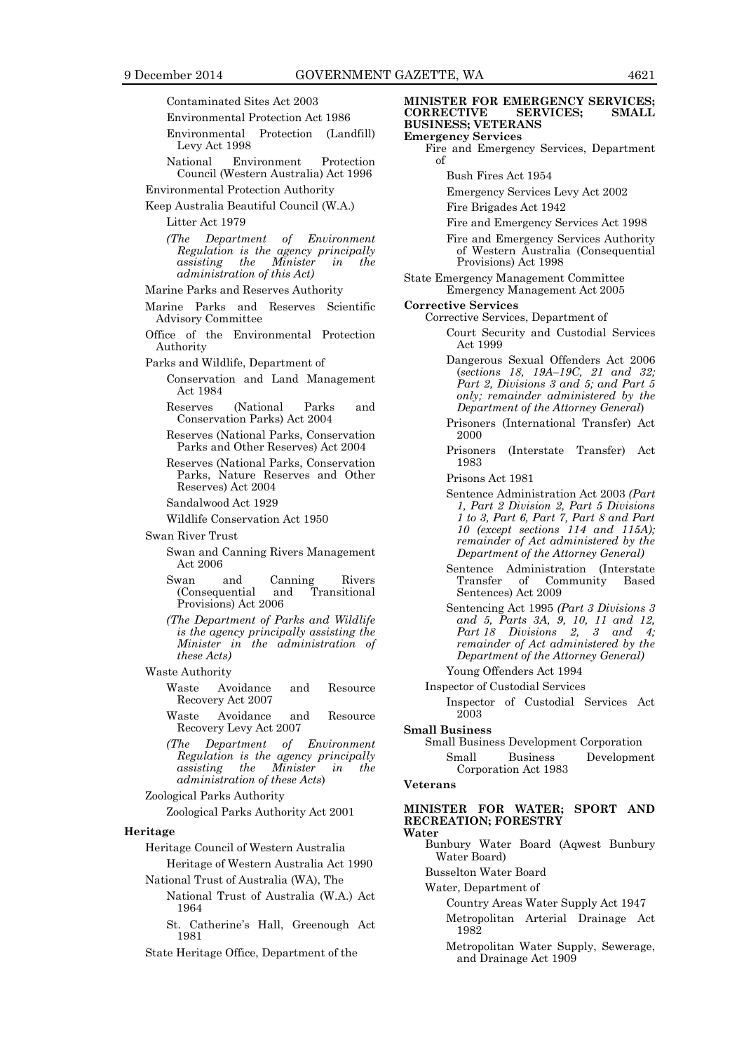Contaminated Sites Act 2003

Environmental Protection Act 1986

Environmental Protection (Landfill) Levy Act 1998

National Environment Protection Council (Western Australia) Act 1996

Environmental Protection Authority

Keep Australia Beautiful Council (W.A.)

Litter Act 1979

*(The Department of Environment Regulation is the agency principally assisting the Minister in the administration of this Act)*

Marine Parks and Reserves Authority

Marine Parks and Reserves Scientific Advisory Committee

Office of the Environmental Protection Authority

Parks and Wildlife, Department of

Conservation and Land Management Act 1984

Reserves (National Parks and Conservation Parks) Act 2004

Reserves (National Parks, Conservation Parks and Other Reserves) Act 2004

Reserves (National Parks, Conservation Parks, Nature Reserves and Other Reserves) Act 2004

Sandalwood Act 1929

Wildlife Conservation Act 1950

Swan River Trust

Swan and Canning Rivers Management Act 2006

Swan and Canning Rivers (Consequential and Transitional Provisions) Act 2006

*(The Department of Parks and Wildlife is the agency principally assisting the Minister in the administration of these Acts)*

Waste Authority

Waste Avoidance and Resource Recovery Act 2007

Waste Avoidance and Resource Recovery Levy Act 2007

*(The Department of Environment Regulation is the agency principally assisting the Minister in the administration of these Acts)*

Zoological Parks Authority

Zoological Parks Authority Act 2001

**Heritage**

Heritage Council of Western Australia

Heritage of Western Australia Act 1990

National Trust of Australia (WA), The

National Trust of Australia (W.A.) Act 1964

St. Catherine's Hall, Greenough Act 1981

State Heritage Office, Department of the

**MINISTER FOR EMERGENCY SERVICES; CORRECTIVE SERVICES; SMALL BUSINESS; VETERANS**

**Emergency Services**

Fire and Emergency Services, Department of

Bush Fires Act 1954

Emergency Services Levy Act 2002

Fire Brigades Act 1942

Fire and Emergency Services Act 1998

Fire and Emergency Services Authority of Western Australia (Consequential Provisions) Act 1998

State Emergency Management Committee
Emergency Management Act 2005

**Corrective Services**

Corrective Services, Department of

Court Security and Custodial Services Act 1999

Dangerous Sexual Offenders Act 2006 (*sections 18, 19A–19C, 21 and 32; Part 2, Divisions 3 and 5; and Part 5 only; remainder administered by the Department of the Attorney General*)

Prisoners (International Transfer) Act 2000

Prisoners (Interstate Transfer) Act 1983

Prisons Act 1981

Sentence Administration Act 2003 *(Part 1, Part 2 Division 2, Part 5 Divisions 1 to 3, Part 6, Part 7, Part 8 and Part 10 (except sections 114 and 115A); remainder of Act administered by the Department of the Attorney General)*

Sentence Administration (Interstate Transfer of Community Based Sentences) Act 2009

Sentencing Act 1995 *(Part 3 Divisions 3 and 5, Parts 3A, 9, 10, 11 and 12, Part 18 Divisions 2, 3 and 4; remainder of Act administered by the Department of the Attorney General)*

Young Offenders Act 1994

Inspector of Custodial Services

Inspector of Custodial Services Act 2003

**Small Business**

Small Business Development Corporation

Small Business Development Corporation Act 1983

**Veterans**

**MINISTER FOR WATER; SPORT AND RECREATION; FORESTRY**

**Water**

Bunbury Water Board (Aqwest Bunbury Water Board)

Busselton Water Board

Water, Department of

Country Areas Water Supply Act 1947

Metropolitan Arterial Drainage Act 1982

Metropolitan Water Supply, Sewerage, and Drainage Act 1909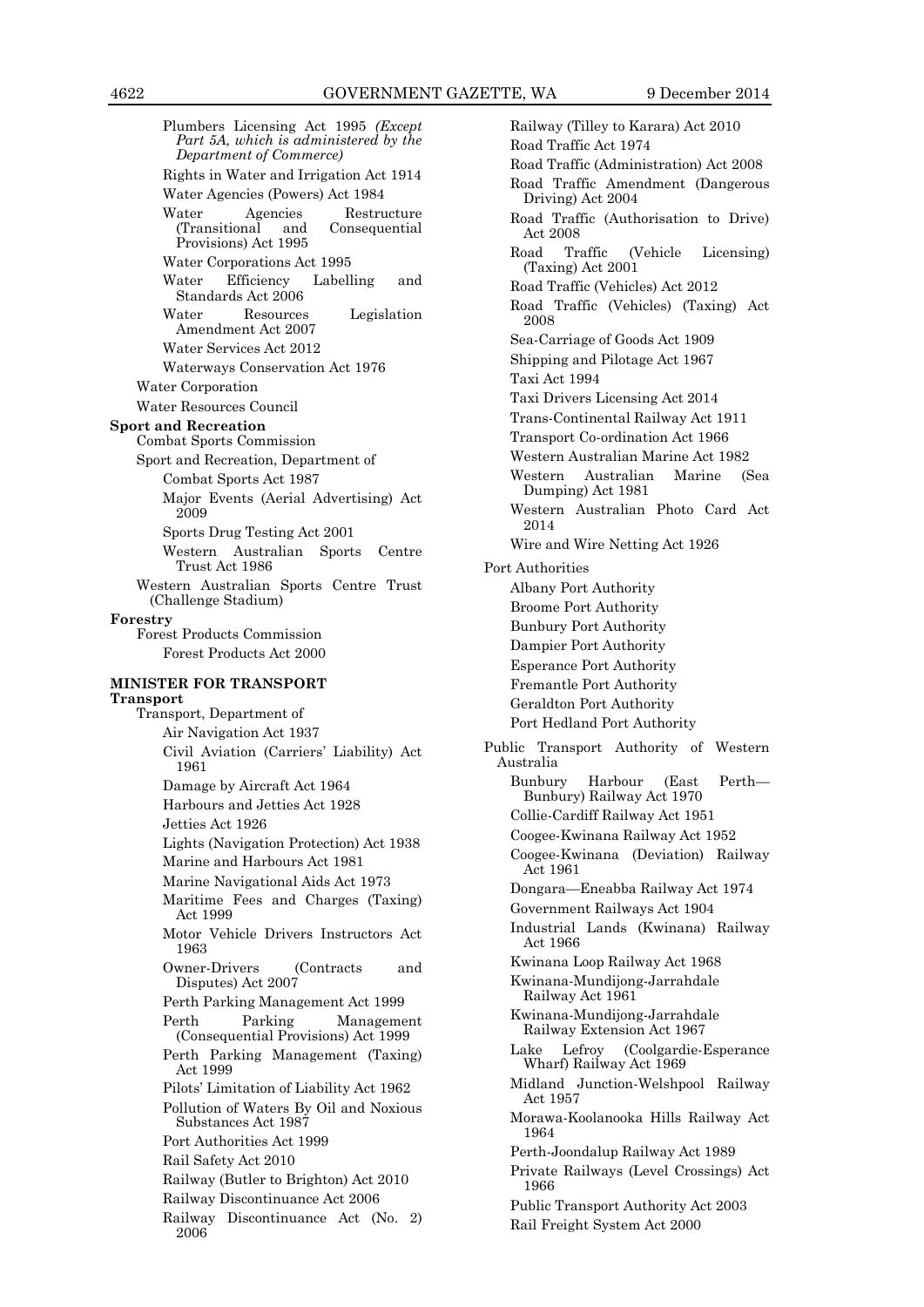Plumbers Licensing Act 1995 *(Except Part 5A, which is administered by the Department of Commerce)*

Rights in Water and Irrigation Act 1914

Water Agencies (Powers) Act 1984

Water Agencies Restructure (Transitional and Consequential Provisions) Act 1995

Water Corporations Act 1995

Water Efficiency Labelling and Standards Act 2006

Water Resources Legislation Amendment Act 2007

Water Services Act 2012

Waterways Conservation Act 1976

Water Corporation

Water Resources Council

**Sport and Recreation**

Combat Sports Commission

Sport and Recreation, Department of

Combat Sports Act 1987

Major Events (Aerial Advertising) Act 2009

Sports Drug Testing Act 2001

Western Australian Sports Centre Trust Act 1986

Western Australian Sports Centre Trust (Challenge Stadium)

**Forestry**

Forest Products Commission

Forest Products Act 2000

**MINISTER FOR TRANSPORT**

**Transport**

Transport, Department of

Air Navigation Act 1937

Civil Aviation (Carriers' Liability) Act 1961

Damage by Aircraft Act 1964

Harbours and Jetties Act 1928

Jetties Act 1926

Lights (Navigation Protection) Act 1938

Marine and Harbours Act 1981

Marine Navigational Aids Act 1973

Maritime Fees and Charges (Taxing) Act 1999

Motor Vehicle Drivers Instructors Act 1963

Owner-Drivers (Contracts and Disputes) Act 2007

Perth Parking Management Act 1999

Perth Parking Management (Consequential Provisions) Act 1999

Perth Parking Management (Taxing) Act 1999

Pilots' Limitation of Liability Act 1962

Pollution of Waters By Oil and Noxious Substances Act 1987

Port Authorities Act 1999

Rail Safety Act 2010

Railway (Butler to Brighton) Act 2010

Railway Discontinuance Act 2006

Railway Discontinuance Act (No. 2) 2006

Railway (Tilley to Karara) Act 2010

Road Traffic Act 1974

Road Traffic (Administration) Act 2008

Road Traffic Amendment (Dangerous Driving) Act 2004

Road Traffic (Authorisation to Drive) Act 2008

Road Traffic (Vehicle Licensing) (Taxing) Act 2001

Road Traffic (Vehicles) Act 2012

Road Traffic (Vehicles) (Taxing) Act 2008

Sea-Carriage of Goods Act 1909

Shipping and Pilotage Act 1967

Taxi Act 1994

Taxi Drivers Licensing Act 2014

Trans-Continental Railway Act 1911

Transport Co-ordination Act 1966

Western Australian Marine Act 1982

Western Australian Marine (Sea Dumping) Act 1981

Western Australian Photo Card Act 2014

Wire and Wire Netting Act 1926

Port Authorities

Albany Port Authority

Broome Port Authority

Bunbury Port Authority

Dampier Port Authority

Esperance Port Authority

Fremantle Port Authority

Geraldton Port Authority

Port Hedland Port Authority

Public Transport Authority of Western Australia

Bunbury Harbour (East Perth—Bunbury) Railway Act 1970

Collie-Cardiff Railway Act 1951

Coogee-Kwinana Railway Act 1952

Coogee-Kwinana (Deviation) Railway Act 1961

Dongara—Eneabba Railway Act 1974

Government Railways Act 1904

Industrial Lands (Kwinana) Railway Act 1966

Kwinana Loop Railway Act 1968

Kwinana-Mundijong-Jarrahdale Railway Act 1961

Kwinana-Mundijong-Jarrahdale Railway Extension Act 1967

Lake Lefroy (Coolgardie-Esperance Wharf) Railway Act 1969

Midland Junction-Welshpool Railway Act 1957

Morawa-Koolanooka Hills Railway Act 1964

Perth-Joondalup Railway Act 1989

Private Railways (Level Crossings) Act 1966

Public Transport Authority Act 2003

Rail Freight System Act 2000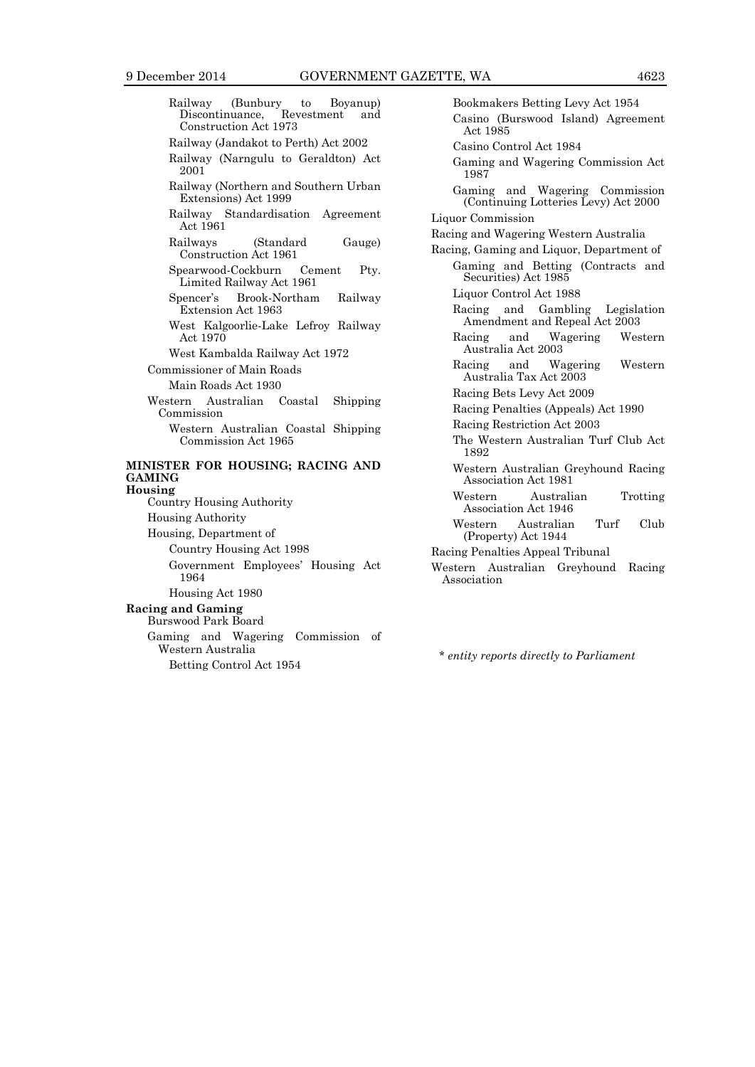Railway (Bunbury to Boyanup) Discontinuance, Revestment and Construction Act 1973

Railway (Jandakot to Perth) Act 2002

Railway (Narngulu to Geraldton) Act 2001

Railway (Northern and Southern Urban Extensions) Act 1999

Railway Standardisation Agreement Act 1961

Railways (Standard Gauge) Construction Act 1961

Spearwood-Cockburn Cement Pty. Limited Railway Act 1961

Spencer's Brook-Northam Railway Extension Act 1963

West Kalgoorlie-Lake Lefroy Railway Act 1970

West Kambalda Railway Act 1972

Commissioner of Main Roads

Main Roads Act 1930

Western Australian Coastal Shipping Commission

Western Australian Coastal Shipping Commission Act 1965

**MINISTER FOR HOUSING; RACING AND GAMING**

**Housing**

Country Housing Authority

Housing Authority

Housing, Department of

Country Housing Act 1998

Government Employees' Housing Act 1964

Housing Act 1980

**Racing and Gaming**

Burswood Park Board

Gaming and Wagering Commission of Western Australia

Betting Control Act 1954

Bookmakers Betting Levy Act 1954

Casino (Burswood Island) Agreement Act 1985

Casino Control Act 1984

Gaming and Wagering Commission Act 1987

Gaming and Wagering Commission (Continuing Lotteries Levy) Act 2000

Liquor Commission

Racing and Wagering Western Australia

Racing, Gaming and Liquor, Department of

Gaming and Betting (Contracts and Securities) Act 1985

Liquor Control Act 1988

Racing and Gambling Legislation Amendment and Repeal Act 2003

Racing and Wagering Western Australia Act 2003

Racing and Wagering Western Australia Tax Act 2003

Racing Bets Levy Act 2009

Racing Penalties (Appeals) Act 1990

Racing Restriction Act 2003

The Western Australian Turf Club Act 1892

Western Australian Greyhound Racing Association Act 1981

Western Australian Trotting Association Act 1946

Western Australian Turf Club (Property) Act 1944

Racing Penalties Appeal Tribunal

Western Australian Greyhound Racing Association

*\* entity reports directly to Parliament*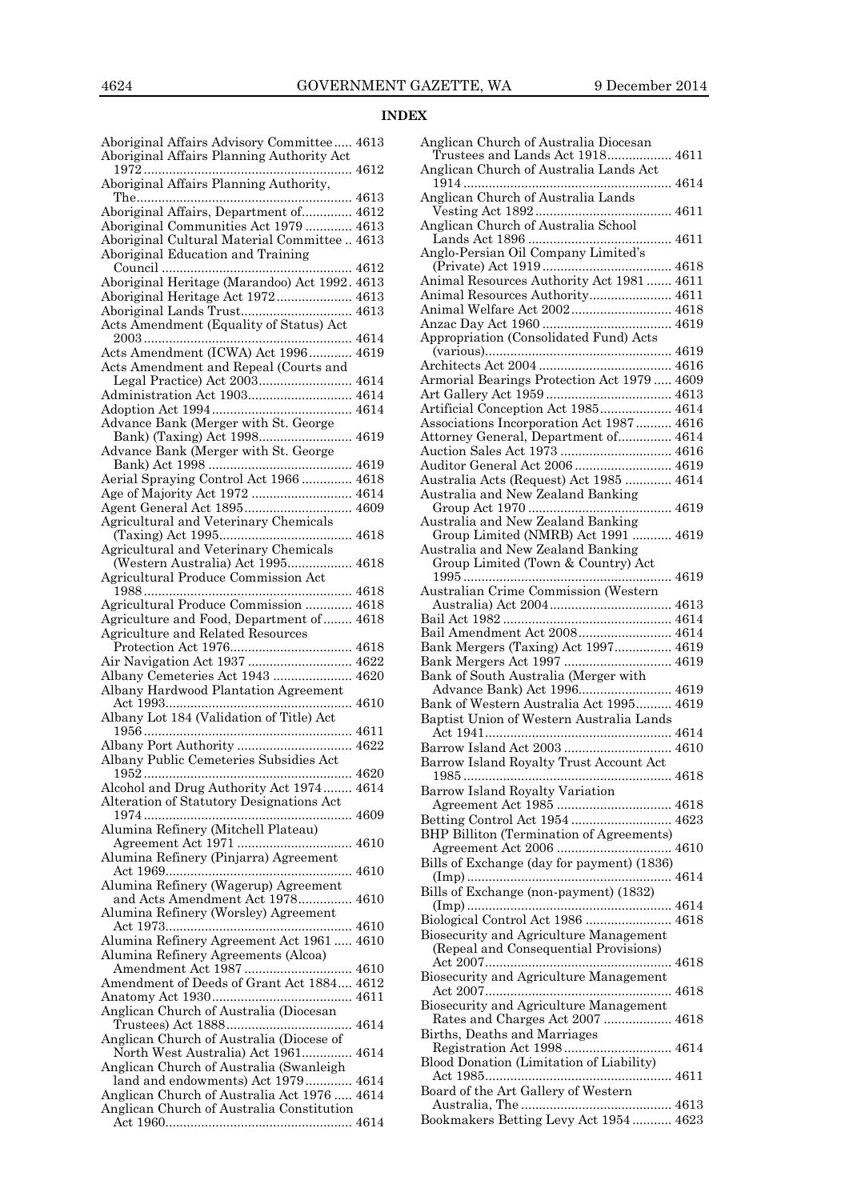**INDEX**

Aboriginal Affairs Advisory Committee ..... 4613
Aboriginal Affairs Planning Authority Act 1972 ........................................................ 4612
Aboriginal Affairs Planning Authority, The.......................................................... 4613
Aboriginal Affairs, Department of.............. 4612
Aboriginal Communities Act 1979 ............ 4613
Aboriginal Cultural Material Committee .. 4613
Aboriginal Education and Training Council ................................................... 4612
Aboriginal Heritage (Marandoo) Act 1992. 4613
Aboriginal Heritage Act 1972..................... 4613
Aboriginal Lands Trust............................... 4613
Acts Amendment (Equality of Status) Act 2003 ........................................................ 4614
Acts Amendment (ICWA) Act 1996............ 4619
Acts Amendment and Repeal (Courts and Legal Practice) Act 2003......................... 4614
Administration Act 1903............................. 4614
Adoption Act 1994....................................... 4614
Advance Bank (Merger with St. George Bank) (Taxing) Act 1998......................... 4619
Advance Bank (Merger with St. George Bank) Act 1998 ....................................... 4619
Aerial Spraying Control Act 1966 .............. 4618
Age of Majority Act 1972 ............................ 4614
Agent General Act 1895.............................. 4609
Agricultural and Veterinary Chemicals (Taxing) Act 1995.................................... 4618
Agricultural and Veterinary Chemicals (Western Australia) Act 1995................. 4618
Agricultural Produce Commission Act 1988 ........................................................ 4618
Agricultural Produce Commission ............. 4618
Agriculture and Food, Department of ........ 4618
Agriculture and Related Resources Protection Act 1976.................................. 4618
Air Navigation Act 1937 ............................. 4622
Albany Cemeteries Act 1943 ...................... 4620
Albany Hardwood Plantation Agreement Act 1993................................................... 4610
Albany Lot 184 (Validation of Title) Act 1956 ........................................................ 4611
Albany Port Authority ................................ 4622
Albany Public Cemeteries Subsidies Act 1952 ........................................................ 4620
Alcohol and Drug Authority Act 1974........ 4614
Alteration of Statutory Designations Act 1974 ........................................................ 4609
Alumina Refinery (Mitchell Plateau) Agreement Act 1971 ............................... 4610
Alumina Refinery (Pinjarra) Agreement Act 1969................................................... 4610
Alumina Refinery (Wagerup) Agreement and Acts Amendment Act 1978............... 4610
Alumina Refinery (Worsley) Agreement Act 1973................................................... 4610
Alumina Refinery Agreement Act 1961 ..... 4610
Alumina Refinery Agreements (Alcoa) Amendment Act 1987 .............................. 4610
Amendment of Deeds of Grant Act 1884.... 4612
Anatomy Act 1930....................................... 4611
Anglican Church of Australia (Diocesan Trustees) Act 1888................................... 4614
Anglican Church of Australia (Diocese of North West Australia) Act 1961.............. 4614
Anglican Church of Australia (Swanleigh land and endowments) Act 1979............. 4614
Anglican Church of Australia Act 1976 ..... 4614
Anglican Church of Australia Constitution Act 1960................................................... 4614
Anglican Church of Australia Diocesan Trustees and Lands Act 1918.................. 4611
Anglican Church of Australia Lands Act 1914 ........................................................ 4614
Anglican Church of Australia Lands Vesting Act 1892...................................... 4611
Anglican Church of Australia School Lands Act 1896 ........................................ 4611
Anglo-Persian Oil Company Limited's (Private) Act 1919.................................... 4618
Animal Resources Authority Act 1981 ....... 4611
Animal Resources Authority....................... 4611
Animal Welfare Act 2002............................ 4618
Anzac Day Act 1960 .................................... 4619
Appropriation (Consolidated Fund) Acts (various).................................................... 4619
Architects Act 2004 ..................................... 4616
Armorial Bearings Protection Act 1979 ..... 4609
Art Gallery Act 1959 ................................... 4613
Artificial Conception Act 1985.................... 4614
Associations Incorporation Act 1987.......... 4616
Attorney General, Department of............... 4614
Auction Sales Act 1973 ............................... 4616
Auditor General Act 2006 ........................... 4619
Australia Acts (Request) Act 1985 ............. 4614
Australia and New Zealand Banking Group Act 1970 ........................................ 4619
Australia and New Zealand Banking Group Limited (NMRB) Act 1991 ........... 4619
Australia and New Zealand Banking Group Limited (Town & Country) Act 1995 ........................................................ 4619
Australian Crime Commission (Western Australia) Act 2004.................................. 4613
Bail Act 1982 ............................................... 4614
Bail Amendment Act 2008.......................... 4614
Bank Mergers (Taxing) Act 1997................ 4619
Bank Mergers Act 1997 .............................. 4619
Bank of South Australia (Merger with Advance Bank) Act 1996.......................... 4619
Bank of Western Australia Act 1995.......... 4619
Baptist Union of Western Australia Lands Act 1941................................................... 4614
Barrow Island Act 2003 .............................. 4610
Barrow Island Royalty Trust Account Act 1985 ........................................................ 4618
Barrow Island Royalty Variation Agreement Act 1985 ................................ 4618
Betting Control Act 1954 ............................ 4623
BHP Billiton (Termination of Agreements) Agreement Act 2006 ................................ 4610
Bills of Exchange (day for payment) (1836) (Imp) ........................................................ 4614
Bills of Exchange (non-payment) (1832) (Imp) ........................................................ 4614
Biological Control Act 1986 ........................ 4618
Biosecurity and Agriculture Management (Repeal and Consequential Provisions) Act 2007................................................... 4618
Biosecurity and Agriculture Management Act 2007................................................... 4618
Biosecurity and Agriculture Management Rates and Charges Act 2007 ................... 4618
Births, Deaths and Marriages Registration Act 1998.............................. 4614
Blood Donation (Limitation of Liability) Act 1985................................................... 4611
Board of the Art Gallery of Western Australia, The .......................................... 4613
Bookmakers Betting Levy Act 1954 ........... 4623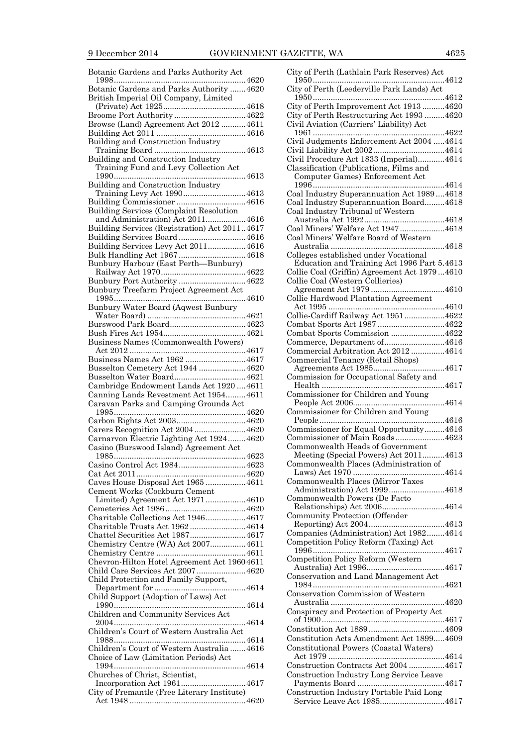Botanic Gardens and Parks Authority Act 1998 .......... 4620
Botanic Gardens and Parks Authority .......... 4620
British Imperial Oil Company, Limited (Private) Act 1925 .......... 4618
Broome Port Authority .......... 4622
Browse (Land) Agreement Act 2012 .......... 4611
Building Act 2011 .......... 4616
Building and Construction Industry Training Board .......... 4613
Building and Construction Industry Training Fund and Levy Collection Act 1990 .......... 4613
Building and Construction Industry Training Levy Act 1990 .......... 4613
Building Commissioner .......... 4616
Building Services (Complaint Resolution and Administration) Act 2011 .......... 4616
Building Services (Registration) Act 2011 .......... 4617
Building Services Board .......... 4616
Building Services Levy Act 2011 .......... 4616
Bulk Handling Act 1967 .......... 4618
Bunbury Harbour (East Perth—Bunbury) Railway Act 1970 .......... 4622
Bunbury Port Authority .......... 4622
Bunbury Treefarm Project Agreement Act 1995 .......... 4610
Bunbury Water Board (Aqwest Bunbury Water Board) .......... 4621
Burswood Park Board .......... 4623
Bush Fires Act 1954 .......... 4621
Business Names (Commonwealth Powers) Act 2012 .......... 4617
Business Names Act 1962 .......... 4617
Busselton Cemetery Act 1944 .......... 4620
Busselton Water Board .......... 4621
Cambridge Endowment Lands Act 1920 .......... 4611
Canning Lands Revestment Act 1954 .......... 4611
Caravan Parks and Camping Grounds Act 1995 .......... 4620
Carbon Rights Act 2003 .......... 4620
Carers Recognition Act 2004 .......... 4620
Carnarvon Electric Lighting Act 1924 .......... 4620
Casino (Burswood Island) Agreement Act 1985 .......... 4623
Casino Control Act 1984 .......... 4623
Cat Act 2011 .......... 4620
Caves House Disposal Act 1965 .......... 4611
Cement Works (Cockburn Cement Limited) Agreement Act 1971 .......... 4610
Cemeteries Act 1986 .......... 4620
Charitable Collections Act 1946 .......... 4617
Charitable Trusts Act 1962 .......... 4614
Chattel Securities Act 1987 .......... 4617
Chemistry Centre (WA) Act 2007 .......... 4611
Chemistry Centre .......... 4611
Chevron-Hilton Hotel Agreement Act 1960 .......... 4611
Child Care Services Act 2007 .......... 4620
Child Protection and Family Support, Department for .......... 4614
Child Support (Adoption of Laws) Act 1990 .......... 4614
Children and Community Services Act 2004 .......... 4614
Children's Court of Western Australia Act 1988 .......... 4614
Children's Court of Western Australia .......... 4616
Choice of Law (Limitation Periods) Act 1994 .......... 4614
Churches of Christ, Scientist, Incorporation Act 1961 .......... 4617
City of Fremantle (Free Literary Institute) Act 1948 .......... 4620
City of Perth (Lathlain Park Reserves) Act 1950 .......... 4612
City of Perth (Leederville Park Lands) Act 1950 .......... 4612
City of Perth Improvement Act 1913 .......... 4620
City of Perth Restructuring Act 1993 .......... 4620
Civil Aviation (Carriers' Liability) Act 1961 .......... 4622
Civil Judgments Enforcement Act 2004 .......... 4614
Civil Liability Act 2002 .......... 4614
Civil Procedure Act 1833 (Imperial) .......... 4614
Classification (Publications, Films and Computer Games) Enforcement Act 1996 .......... 4614
Coal Industry Superannuation Act 1989 .......... 4618
Coal Industry Superannuation Board .......... 4618
Coal Industry Tribunal of Western Australia Act 1992 .......... 4618
Coal Miners' Welfare Act 1947 .......... 4618
Coal Miners' Welfare Board of Western Australia .......... 4618
Colleges established under Vocational Education and Training Act 1996 Part 5 .......... 4613
Collie Coal (Griffin) Agreement Act 1979 .......... 4610
Collie Coal (Western Collieries) Agreement Act 1979 .......... 4610
Collie Hardwood Plantation Agreement Act 1995 .......... 4610
Collie-Cardiff Railway Act 1951 .......... 4622
Combat Sports Act 1987 .......... 4622
Combat Sports Commission .......... 4622
Commerce, Department of .......... 4616
Commercial Arbitration Act 2012 .......... 4614
Commercial Tenancy (Retail Shops) Agreements Act 1985 .......... 4617
Commission for Occupational Safety and Health .......... 4617
Commissioner for Children and Young People Act 2006 .......... 4614
Commissioner for Children and Young People .......... 4616
Commissioner for Equal Opportunity .......... 4616
Commissioner of Main Roads .......... 4623
Commonwealth Heads of Government Meeting (Special Powers) Act 2011 .......... 4613
Commonwealth Places (Administration of Laws) Act 1970 .......... 4614
Commonwealth Places (Mirror Taxes Administration) Act 1999 .......... 4618
Commonwealth Powers (De Facto Relationships) Act 2006 .......... 4614
Community Protection (Offender Reporting) Act 2004 .......... 4613
Companies (Administration) Act 1982 .......... 4614
Competition Policy Reform (Taxing) Act 1996 .......... 4617
Competition Policy Reform (Western Australia) Act 1996 .......... 4617
Conservation and Land Management Act 1984 .......... 4621
Conservation Commission of Western Australia .......... 4620
Conspiracy and Protection of Property Act of 1900 .......... 4617
Constitution Act 1889 .......... 4609
Constitution Acts Amendment Act 1899 .......... 4609
Constitutional Powers (Coastal Waters) Act 1979 .......... 4614
Construction Contracts Act 2004 .......... 4617
Construction Industry Long Service Leave Payments Board .......... 4617
Construction Industry Portable Paid Long Service Leave Act 1985 .......... 4617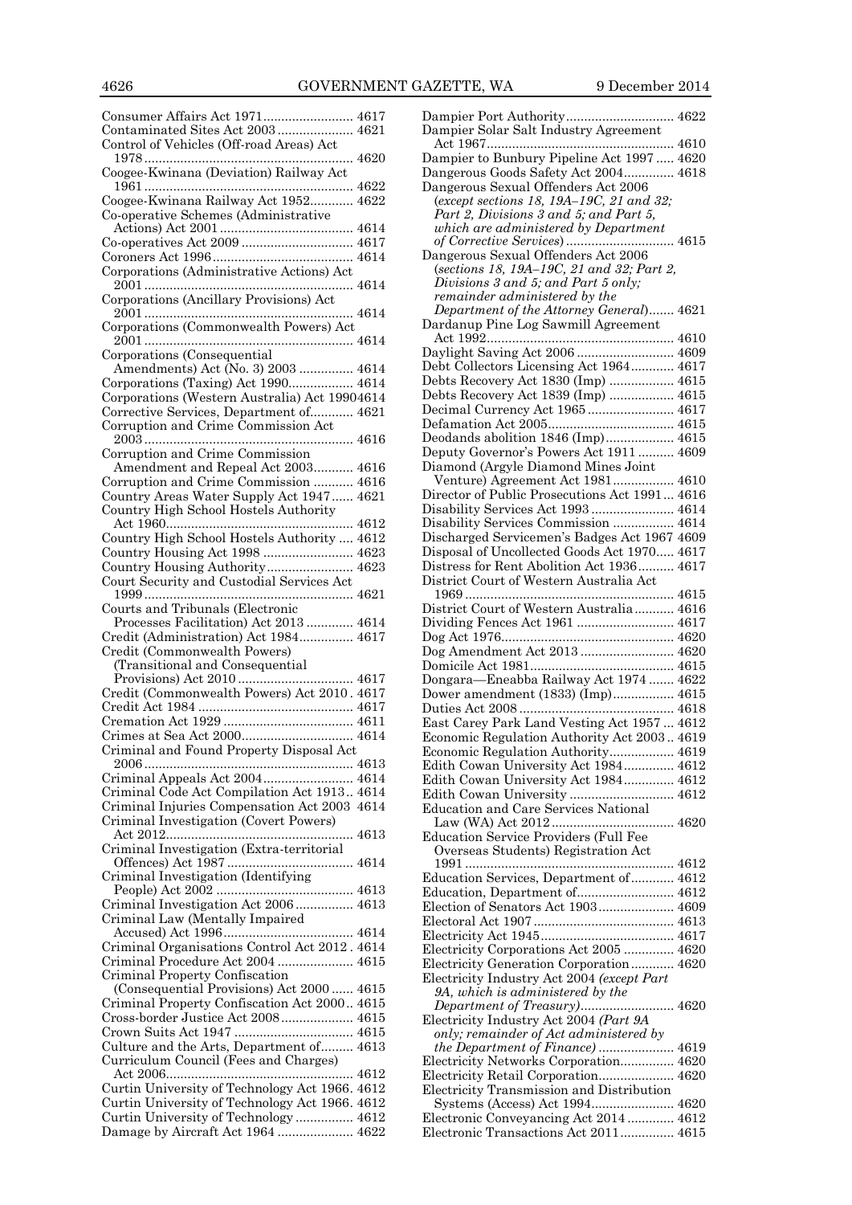Consumer Affairs Act 1971 ........................ 4617
Contaminated Sites Act 2003 ..................... 4621
Control of Vehicles (Off-road Areas) Act 1978 ........................................................ 4620
Coogee-Kwinana (Deviation) Railway Act 1961 ........................................................ 4622
Coogee-Kwinana Railway Act 1952 ............ 4622
Co-operative Schemes (Administrative Actions) Act 2001 .................................... 4614
Co-operatives Act 2009 .............................. 4617
Coroners Act 1996 ...................................... 4614
Corporations (Administrative Actions) Act 2001 ........................................................ 4614
Corporations (Ancillary Provisions) Act 2001 ........................................................ 4614
Corporations (Commonwealth Powers) Act 2001 ........................................................ 4614
Corporations (Consequential Amendments) Act (No. 3) 2003 ............... 4614
Corporations (Taxing) Act 1990 ................. 4614
Corporations (Western Australia) Act 1990 4614
Corrective Services, Department of ............ 4621
Corruption and Crime Commission Act 2003 ........................................................ 4616
Corruption and Crime Commission Amendment and Repeal Act 2003 ........... 4616
Corruption and Crime Commission ........... 4616
Country Areas Water Supply Act 1947 ...... 4621
Country High School Hostels Authority Act 1960 .................................................. 4612
Country High School Hostels Authority .... 4612
Country Housing Act 1998 ......................... 4623
Country Housing Authority ........................ 4623
Court Security and Custodial Services Act 1999 ........................................................ 4621
Courts and Tribunals (Electronic Processes Facilitation) Act 2013 ............. 4614
Credit (Administration) Act 1984 ............... 4617
Credit (Commonwealth Powers) (Transitional and Consequential Provisions) Act 2010 ............................... 4617
Credit (Commonwealth Powers) Act 2010 . 4617
Credit Act 1984 .......................................... 4617
Cremation Act 1929 ................................... 4611
Crimes at Sea Act 2000 .............................. 4614
Criminal and Found Property Disposal Act 2006 ........................................................ 4613
Criminal Appeals Act 2004 ......................... 4614
Criminal Code Act Compilation Act 1913 .. 4614
Criminal Injuries Compensation Act 2003 4614
Criminal Investigation (Covert Powers) Act 2012 .................................................. 4613
Criminal Investigation (Extra-territorial Offences) Act 1987 .................................. 4614
Criminal Investigation (Identifying People) Act 2002 ..................................... 4613
Criminal Investigation Act 2006 ................ 4613
Criminal Law (Mentally Impaired Accused) Act 1996 .................................... 4614
Criminal Organisations Control Act 2012 . 4614
Criminal Procedure Act 2004 ..................... 4615
Criminal Property Confiscation (Consequential Provisions) Act 2000 ...... 4615
Criminal Property Confiscation Act 2000 .. 4615
Cross-border Justice Act 2008 .................... 4615
Crown Suits Act 1947 ................................. 4615
Culture and the Arts, Department of ......... 4613
Curriculum Council (Fees and Charges) Act 2006 .................................................. 4612
Curtin University of Technology Act 1966 . 4612
Curtin University of Technology Act 1966 . 4612
Curtin University of Technology ................ 4612
Damage by Aircraft Act 1964 ..................... 4622
Dampier Port Authority .............................. 4622
Dampier Solar Salt Industry Agreement Act 1967 .................................................. 4610
Dampier to Bunbury Pipeline Act 1997 .... 4620
Dangerous Goods Safety Act 2004 .............. 4618
Dangerous Sexual Offenders Act 2006 (*except sections 18, 19A–19C, 21 and 32; Part 2, Divisions 3 and 5; and Part 5, which are administered by Department of Corrective Services*) .............................. 4615
Dangerous Sexual Offenders Act 2006 (*sections 18, 19A–19C, 21 and 32; Part 2, Divisions 3 and 5; and Part 5 only; remainder administered by the Department of the Attorney General*) ....... 4621
Dardanup Pine Log Sawmill Agreement Act 1992 .................................................. 4610
Daylight Saving Act 2006 ........................... 4609
Debt Collectors Licensing Act 1964 ............ 4617
Debts Recovery Act 1830 (Imp) .................. 4615
Debts Recovery Act 1839 (Imp) .................. 4615
Decimal Currency Act 1965 ........................ 4617
Defamation Act 2005 .................................. 4615
Deodands abolition 1846 (Imp) ................... 4615
Deputy Governor's Powers Act 1911 .......... 4609
Diamond (Argyle Diamond Mines Joint Venture) Agreement Act 1981 ................. 4610
Director of Public Prosecutions Act 1991 ... 4616
Disability Services Act 1993 ....................... 4614
Disability Services Commission ................. 4614
Discharged Servicemen's Badges Act 1967 4609
Disposal of Uncollected Goods Act 1970 ..... 4617
Distress for Rent Abolition Act 1936 .......... 4617
District Court of Western Australia Act 1969 ........................................................ 4615
District Court of Western Australia ........... 4616
Dividing Fences Act 1961 ........................... 4617
Dog Act 1976 ............................................... 4620
Dog Amendment Act 2013 .......................... 4620
Domicile Act 1981 ....................................... 4615
Dongara—Eneabba Railway Act 1974 ....... 4622
Dower amendment (1833) (Imp) ................. 4615
Duties Act 2008 ........................................... 4618
East Carey Park Land Vesting Act 1957 .... 4612
Economic Regulation Authority Act 2003 .. 4619
Economic Regulation Authority ................. 4619
Edith Cowan University Act 1984 .............. 4612
Edith Cowan University Act 1984 .............. 4612
Edith Cowan University ............................. 4612
Education and Care Services National Law (WA) Act 2012 .................................. 4620
Education Service Providers (Full Fee Overseas Students) Registration Act 1991 ........................................................ 4612
Education Services, Department of ............ 4612
Education, Department of ........................... 4612
Election of Senators Act 1903 ..................... 4609
Electoral Act 1907 ....................................... 4609
Electricity Act 1945 ..................................... 4617
Electricity Corporations Act 2005 .............. 4620
Electricity Generation Corporation ............ 4620
Electricity Industry Act 2004 *(except Part 9A, which is administered by the Department of Treasury)* .......................... 4620
Electricity Industry Act 2004 *(Part 9A only; remainder of Act administered by the Department of Finance)* ..................... 4619
Electricity Networks Corporation ............... 4620
Electricity Retail Corporation ..................... 4620
Electricity Transmission and Distribution Systems (Access) Act 1994 ....................... 4620
Electronic Conveyancing Act 2014 ............. 4612
Electronic Transactions Act 2011 ............... 4615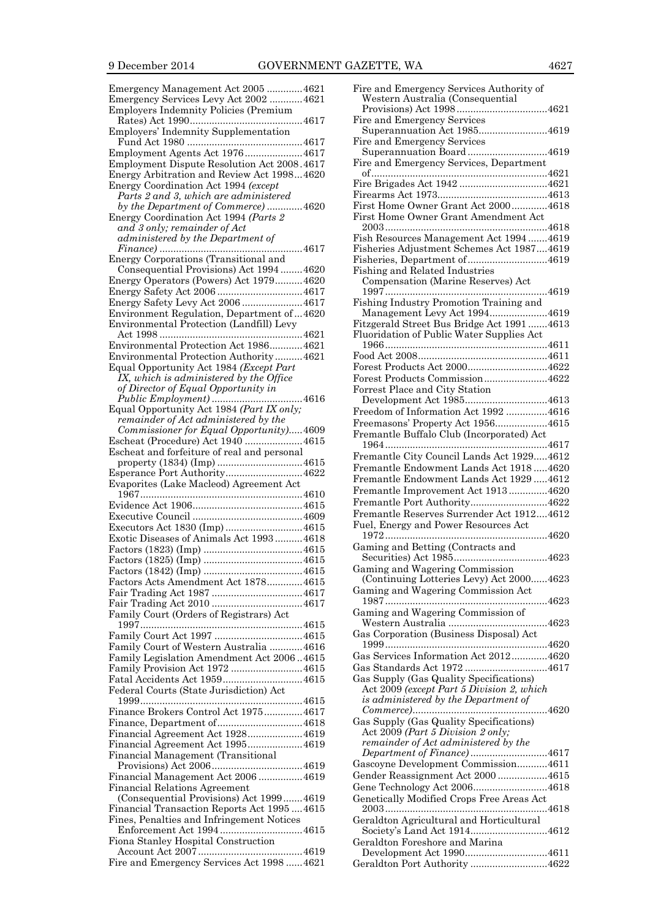Emergency Management Act 2005 .............4621
Emergency Services Levy Act 2002 ............4621
Employers Indemnity Policies (Premium Rates) Act 1990.........................................4617
Employers' Indemnity Supplementation Fund Act 1980 ..........................................4617
Employment Agents Act 1976.....................4617
Employment Dispute Resolution Act 2008.4617
Energy Arbitration and Review Act 1998...4620
Energy Coordination Act 1994 *(except Parts 2 and 3, which are administered by the Department of Commerce)* .............4620
Energy Coordination Act 1994 *(Parts 2 and 3 only; remainder of Act administered by the Department of Finance)* ...................................................4617
Energy Corporations (Transitional and Consequential Provisions) Act 1994 ........4620
Energy Operators (Powers) Act 1979..........4620
Energy Safety Act 2006 ...............................4617
Energy Safety Levy Act 2006 ......................4617
Environment Regulation, Department of ...4620
Environmental Protection (Landfill) Levy Act 1998 ...................................................4621
Environmental Protection Act 1986............4621
Environmental Protection Authority..........4621
Equal Opportunity Act 1984 *(Except Part IX, which is administered by the Office of Director of Equal Opportunity in Public Employment)* .................................4616
Equal Opportunity Act 1984 *(Part IX only; remainder of Act administered by the Commissioner for Equal Opportunity)*.....4609
Escheat (Procedure) Act 1940 .....................4615
Escheat and forfeiture of real and personal property (1834) (Imp) ...............................4615
Esperance Port Authority............................4622
Evaporites (Lake Macleod) Agreement Act 1967...........................................................4610
Evidence Act 1906........................................4615
Executive Council ........................................4609
Executors Act 1830 (Imp) ............................4615
Exotic Diseases of Animals Act 1993 ..........4618
Factors (1823) (Imp) ....................................4615
Factors (1825) (Imp) ....................................4615
Factors (1842) (Imp) ....................................4615
Factors Acts Amendment Act 1878.............4615
Fair Trading Act 1987 .................................4617
Fair Trading Act 2010 .................................4617
Family Court (Orders of Registrars) Act 1997...........................................................4615
Family Court Act 1997 ................................4615
Family Court of Western Australia ............4616
Family Legislation Amendment Act 2006 ..4615
Family Provision Act 1972 ..........................4615
Fatal Accidents Act 1959.............................4615
Federal Courts (State Jurisdiction) Act 1999...........................................................4615
Finance Brokers Control Act 1975..............4617
Finance, Department of...............................4618
Financial Agreement Act 1928....................4619
Financial Agreement Act 1995....................4619
Financial Management (Transitional Provisions) Act 2006.................................4619
Financial Management Act 2006 ................4619
Financial Relations Agreement (Consequential Provisions) Act 1999.......4619
Financial Transaction Reports Act 1995 ....4615
Fines, Penalties and Infringement Notices Enforcement Act 1994 ..............................4615
Fiona Stanley Hospital Construction Account Act 2007......................................4619
Fire and Emergency Services Act 1998 ......4621
Fire and Emergency Services Authority of Western Australia (Consequential Provisions) Act 1998.................................4621
Fire and Emergency Services Superannuation Act 1985.........................4619
Fire and Emergency Services Superannuation Board .............................4619
Fire and Emergency Services, Department of................................................................4621
Fire Brigades Act 1942 ................................4621
Firearms Act 1973........................................4613
First Home Owner Grant Act 2000.............4618
First Home Owner Grant Amendment Act 2003...........................................................4618
Fish Resources Management Act 1994 .......4619
Fisheries Adjustment Schemes Act 1987....4619
Fisheries, Department of.............................4619
Fishing and Related Industries Compensation (Marine Reserves) Act 1997...........................................................4619
Fishing Industry Promotion Training and Management Levy Act 1994.....................4619
Fitzgerald Street Bus Bridge Act 1991 .......4613
Fluoridation of Public Water Supplies Act 1966...........................................................4611
Food Act 2008...............................................4611
Forest Products Act 2000.............................4622
Forest Products Commission.......................4622
Forrest Place and City Station Development Act 1985..............................4613
Freedom of Information Act 1992 ...............4616
Freemasons' Property Act 1956...................4615
Fremantle Buffalo Club (Incorporated) Act 1964...........................................................4617
Fremantle City Council Lands Act 1929.....4612
Fremantle Endowment Lands Act 1918 .....4620
Fremantle Endowment Lands Act 1929 .....4612
Fremantle Improvement Act 1913 ..............4620
Fremantle Port Authority............................4622
Fremantle Reserves Surrender Act 1912....4612
Fuel, Energy and Power Resources Act 1972...........................................................4620
Gaming and Betting (Contracts and Securities) Act 1985..................................4623
Gaming and Wagering Commission (Continuing Lotteries Levy) Act 2000......4623
Gaming and Wagering Commission Act 1987...........................................................4623
Gaming and Wagering Commission of Western Australia ....................................4623
Gas Corporation (Business Disposal) Act 1999...........................................................4620
Gas Services Information Act 2012.............4620
Gas Standards Act 1972 ..............................4617
Gas Supply (Gas Quality Specifications) Act 2009 *(except Part 5 Division 2, which is administered by the Department of Commerce)*.................................................4620
Gas Supply (Gas Quality Specifications) Act 2009 *(Part 5 Division 2 only; remainder of Act administered by the Department of Finance)*............................4617
Gascoyne Development Commission...........4611
Gender Reassignment Act 2000 ..................4615
Gene Technology Act 2006...........................4618
Genetically Modified Crops Free Areas Act 2003...........................................................4618
Geraldton Agricultural and Horticultural Society's Land Act 1914............................4612
Geraldton Foreshore and Marina Development Act 1990..............................4611
Geraldton Port Authority ............................4622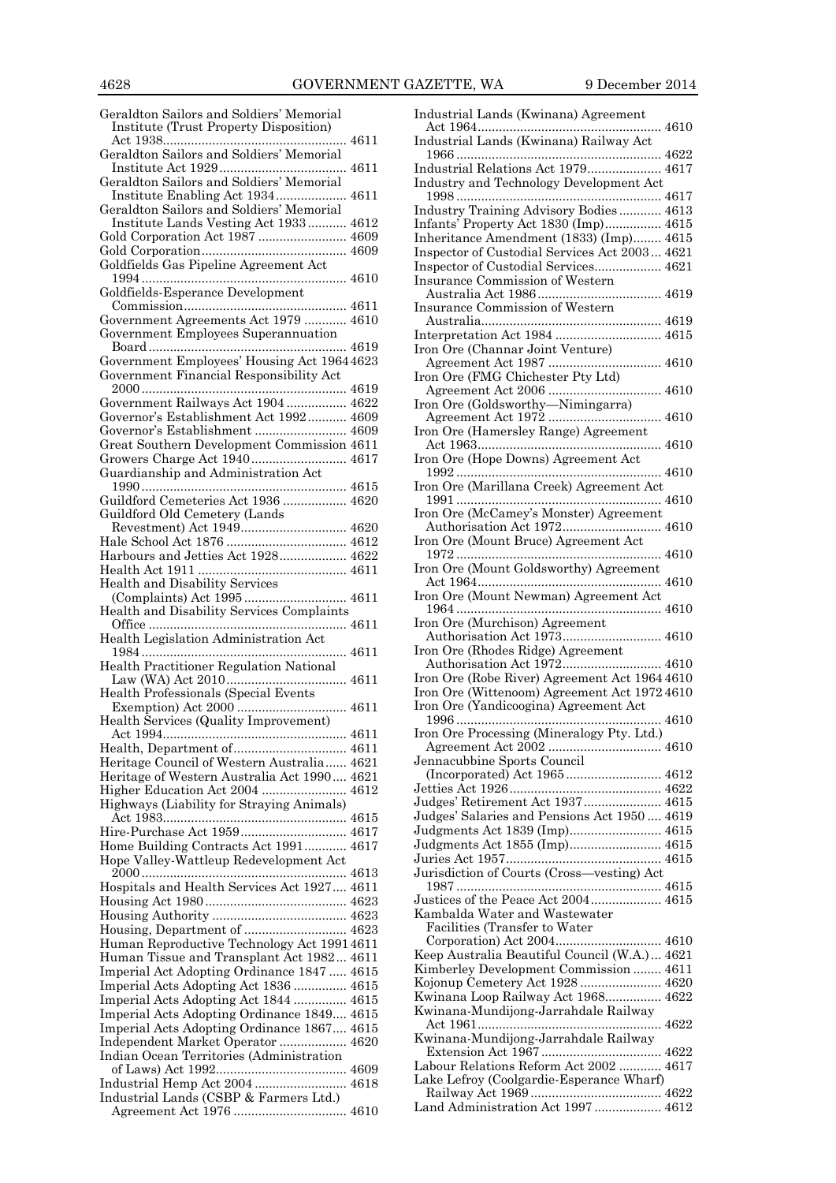Geraldton Sailors and Soldiers' Memorial Institute (Trust Property Disposition) Act 1938 .... 4611
Geraldton Sailors and Soldiers' Memorial Institute Act 1929 .... 4611
Geraldton Sailors and Soldiers' Memorial Institute Enabling Act 1934 .... 4611
Geraldton Sailors and Soldiers' Memorial Institute Lands Vesting Act 1933 .... 4612
Gold Corporation Act 1987 .... 4609
Gold Corporation .... 4609
Goldfields Gas Pipeline Agreement Act 1994 .... 4610
Goldfields-Esperance Development Commission .... 4611
Government Agreements Act 1979 .... 4610
Government Employees Superannuation Board .... 4619
Government Employees' Housing Act 1964 .... 4623
Government Financial Responsibility Act 2000 .... 4619
Government Railways Act 1904 .... 4622
Governor's Establishment Act 1992 .... 4609
Governor's Establishment .... 4609
Great Southern Development Commission .... 4611
Growers Charge Act 1940 .... 4617
Guardianship and Administration Act 1990 .... 4615
Guildford Cemeteries Act 1936 .... 4620
Guildford Old Cemetery (Lands Revestment) Act 1949 .... 4620
Hale School Act 1876 .... 4612
Harbours and Jetties Act 1928 .... 4622
Health Act 1911 .... 4611
Health and Disability Services (Complaints) Act 1995 .... 4611
Health and Disability Services Complaints Office .... 4611
Health Legislation Administration Act 1984 .... 4611
Health Practitioner Regulation National Law (WA) Act 2010 .... 4611
Health Professionals (Special Events Exemption) Act 2000 .... 4611
Health Services (Quality Improvement) Act 1994 .... 4611
Health, Department of .... 4611
Heritage Council of Western Australia .... 4621
Heritage of Western Australia Act 1990 .... 4621
Higher Education Act 2004 .... 4612
Highways (Liability for Straying Animals) Act 1983 .... 4615
Hire-Purchase Act 1959 .... 4617
Home Building Contracts Act 1991 .... 4617
Hope Valley-Wattleup Redevelopment Act 2000 .... 4613
Hospitals and Health Services Act 1927 .... 4611
Housing Act 1980 .... 4623
Housing Authority .... 4623
Housing, Department of .... 4623
Human Reproductive Technology Act 1991 .... 4611
Human Tissue and Transplant Act 1982 .... 4611
Imperial Act Adopting Ordinance 1847 .... 4615
Imperial Acts Adopting Act 1836 .... 4615
Imperial Acts Adopting Act 1844 .... 4615
Imperial Acts Adopting Ordinance 1849 .... 4615
Imperial Acts Adopting Ordinance 1867 .... 4615
Independent Market Operator .... 4620
Indian Ocean Territories (Administration of Laws) Act 1992 .... 4609
Industrial Hemp Act 2004 .... 4618
Industrial Lands (CSBP & Farmers Ltd.) Agreement Act 1976 .... 4610
Industrial Lands (Kwinana) Agreement Act 1964 .... 4610
Industrial Lands (Kwinana) Railway Act 1966 .... 4622
Industrial Relations Act 1979 .... 4617
Industry and Technology Development Act 1998 .... 4617
Industry Training Advisory Bodies .... 4613
Infants' Property Act 1830 (Imp) .... 4615
Inheritance Amendment (1833) (Imp) .... 4615
Inspector of Custodial Services Act 2003 .... 4621
Inspector of Custodial Services .... 4621
Insurance Commission of Western Australia Act 1986 .... 4619
Insurance Commission of Western Australia .... 4619
Interpretation Act 1984 .... 4615
Iron Ore (Channar Joint Venture) Agreement Act 1987 .... 4610
Iron Ore (FMG Chichester Pty Ltd) Agreement Act 2006 .... 4610
Iron Ore (Goldsworthy—Nimingarra) Agreement Act 1972 .... 4610
Iron Ore (Hamersley Range) Agreement Act 1963 .... 4610
Iron Ore (Hope Downs) Agreement Act 1992 .... 4610
Iron Ore (Marillana Creek) Agreement Act 1991 .... 4610
Iron Ore (McCamey's Monster) Agreement Authorisation Act 1972 .... 4610
Iron Ore (Mount Bruce) Agreement Act 1972 .... 4610
Iron Ore (Mount Goldsworthy) Agreement Act 1964 .... 4610
Iron Ore (Mount Newman) Agreement Act 1964 .... 4610
Iron Ore (Murchison) Agreement Authorisation Act 1973 .... 4610
Iron Ore (Rhodes Ridge) Agreement Authorisation Act 1972 .... 4610
Iron Ore (Robe River) Agreement Act 1964 .... 4610
Iron Ore (Wittenoom) Agreement Act 1972 .... 4610
Iron Ore (Yandicoogina) Agreement Act 1996 .... 4610
Iron Ore Processing (Mineralogy Pty. Ltd.) Agreement Act 2002 .... 4610
Jennacubbine Sports Council (Incorporated) Act 1965 .... 4612
Jetties Act 1926 .... 4622
Judges' Retirement Act 1937 .... 4615
Judges' Salaries and Pensions Act 1950 .... 4619
Judgments Act 1839 (Imp) .... 4615
Judgments Act 1855 (Imp) .... 4615
Juries Act 1957 .... 4615
Jurisdiction of Courts (Cross—vesting) Act 1987 .... 4615
Justices of the Peace Act 2004 .... 4615
Kambalda Water and Wastewater Facilities (Transfer to Water Corporation) Act 2004 .... 4610
Keep Australia Beautiful Council (W.A.) .... 4621
Kimberley Development Commission .... 4611
Kojonup Cemetery Act 1928 .... 4620
Kwinana Loop Railway Act 1968 .... 4622
Kwinana-Mundijong-Jarrahdale Railway Act 1961 .... 4622
Kwinana-Mundijong-Jarrahdale Railway Extension Act 1967 .... 4622
Labour Relations Reform Act 2002 .... 4617
Lake Lefroy (Coolgardie-Esperance Wharf) Railway Act 1969 .... 4622
Land Administration Act 1997 .... 4612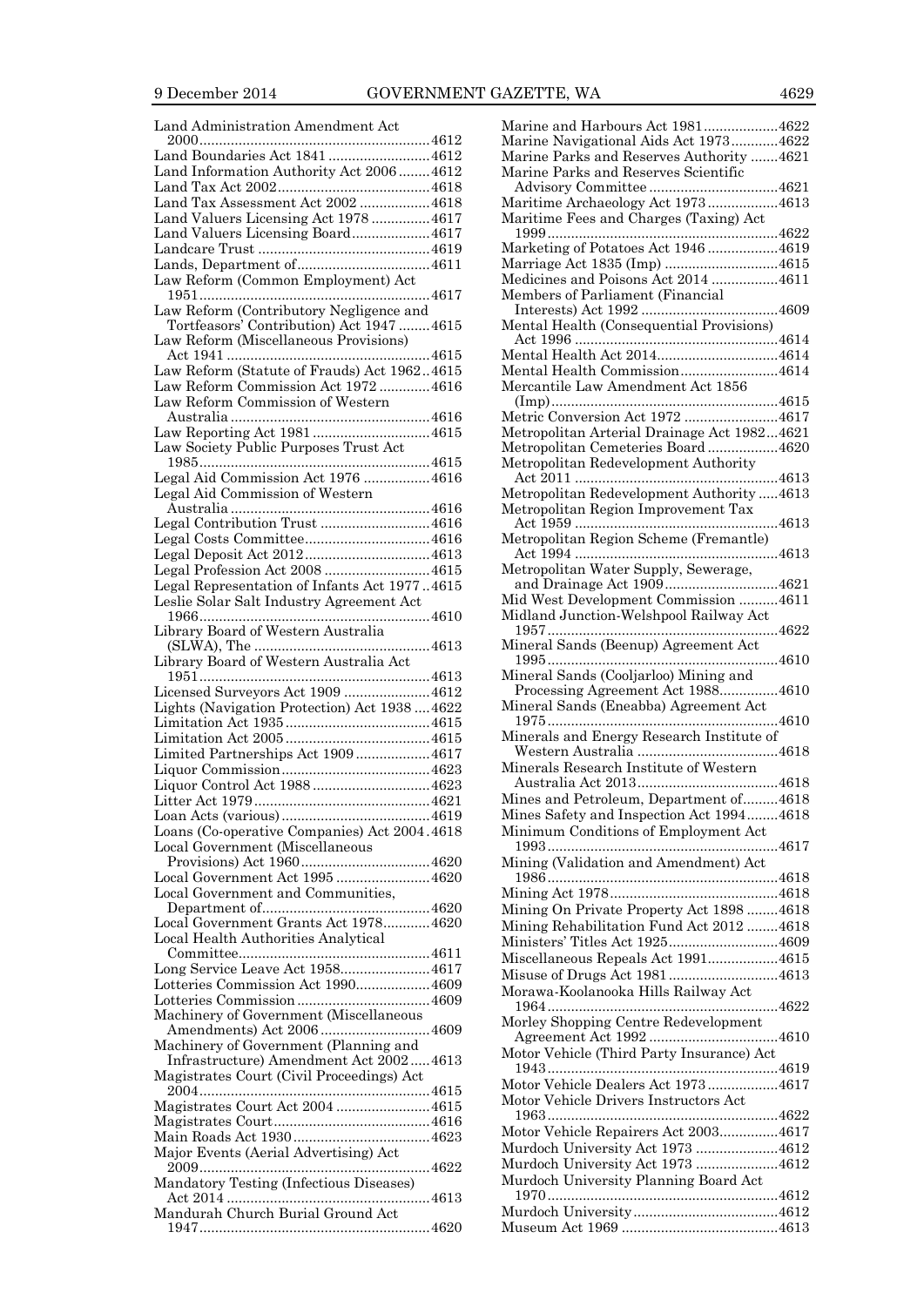Land Administration Amendment Act 2000 ........ 4612
Land Boundaries Act 1841 ........ 4612
Land Information Authority Act 2006 ........ 4612
Land Tax Act 2002 ........ 4618
Land Tax Assessment Act 2002 ........ 4618
Land Valuers Licensing Act 1978 ........ 4617
Land Valuers Licensing Board ........ 4617
Landcare Trust ........ 4619
Lands, Department of ........ 4611
Law Reform (Common Employment) Act 1951 ........ 4617
Law Reform (Contributory Negligence and Tortfeasors' Contribution) Act 1947 ........ 4615
Law Reform (Miscellaneous Provisions) Act 1941 ........ 4615
Law Reform (Statute of Frauds) Act 1962 ........ 4615
Law Reform Commission Act 1972 ........ 4616
Law Reform Commission of Western Australia ........ 4616
Law Reporting Act 1981 ........ 4615
Law Society Public Purposes Trust Act 1985 ........ 4615
Legal Aid Commission Act 1976 ........ 4616
Legal Aid Commission of Western Australia ........ 4616
Legal Contribution Trust ........ 4616
Legal Costs Committee ........ 4616
Legal Deposit Act 2012 ........ 4613
Legal Profession Act 2008 ........ 4615
Legal Representation of Infants Act 1977 ........ 4615
Leslie Solar Salt Industry Agreement Act 1966 ........ 4610
Library Board of Western Australia (SLWA), The ........ 4613
Library Board of Western Australia Act 1951 ........ 4613
Licensed Surveyors Act 1909 ........ 4612
Lights (Navigation Protection) Act 1938 ........ 4622
Limitation Act 1935 ........ 4615
Limitation Act 2005 ........ 4615
Limited Partnerships Act 1909 ........ 4617
Liquor Commission ........ 4623
Liquor Control Act 1988 ........ 4623
Litter Act 1979 ........ 4621
Loan Acts (various) ........ 4619
Loans (Co-operative Companies) Act 2004 ........ 4618
Local Government (Miscellaneous Provisions) Act 1960 ........ 4620
Local Government Act 1995 ........ 4620
Local Government and Communities, Department of ........ 4620
Local Government Grants Act 1978 ........ 4620
Local Health Authorities Analytical Committee ........ 4611
Long Service Leave Act 1958 ........ 4617
Lotteries Commission Act 1990 ........ 4609
Lotteries Commission ........ 4609
Machinery of Government (Miscellaneous Amendments) Act 2006 ........ 4609
Machinery of Government (Planning and Infrastructure) Amendment Act 2002 ........ 4613
Magistrates Court (Civil Proceedings) Act 2004 ........ 4615
Magistrates Court Act 2004 ........ 4615
Magistrates Court ........ 4616
Main Roads Act 1930 ........ 4623
Major Events (Aerial Advertising) Act 2009 ........ 4622
Mandatory Testing (Infectious Diseases) Act 2014 ........ 4613
Mandurah Church Burial Ground Act 1947 ........ 4620
Marine and Harbours Act 1981 ........ 4622
Marine Navigational Aids Act 1973 ........ 4622
Marine Parks and Reserves Authority ........ 4621
Marine Parks and Reserves Scientific Advisory Committee ........ 4621
Maritime Archaeology Act 1973 ........ 4613
Maritime Fees and Charges (Taxing) Act 1999 ........ 4622
Marketing of Potatoes Act 1946 ........ 4619
Marriage Act 1835 (Imp) ........ 4615
Medicines and Poisons Act 2014 ........ 4611
Members of Parliament (Financial Interests) Act 1992 ........ 4609
Mental Health (Consequential Provisions) Act 1996 ........ 4614
Mental Health Act 2014 ........ 4614
Mental Health Commission ........ 4614
Mercantile Law Amendment Act 1856 (Imp) ........ 4615
Metric Conversion Act 1972 ........ 4617
Metropolitan Arterial Drainage Act 1982 ........ 4621
Metropolitan Cemeteries Board ........ 4620
Metropolitan Redevelopment Authority Act 2011 ........ 4613
Metropolitan Redevelopment Authority ........ 4613
Metropolitan Region Improvement Tax Act 1959 ........ 4613
Metropolitan Region Scheme (Fremantle) Act 1994 ........ 4613
Metropolitan Water Supply, Sewerage, and Drainage Act 1909 ........ 4621
Mid West Development Commission ........ 4611
Midland Junction-Welshpool Railway Act 1957 ........ 4622
Mineral Sands (Beenup) Agreement Act 1995 ........ 4610
Mineral Sands (Cooljarloo) Mining and Processing Agreement Act 1988 ........ 4610
Mineral Sands (Eneabba) Agreement Act 1975 ........ 4610
Minerals and Energy Research Institute of Western Australia ........ 4618
Minerals Research Institute of Western Australia Act 2013 ........ 4618
Mines and Petroleum, Department of ........ 4618
Mines Safety and Inspection Act 1994 ........ 4618
Minimum Conditions of Employment Act 1993 ........ 4617
Mining (Validation and Amendment) Act 1986 ........ 4618
Mining Act 1978 ........ 4618
Mining On Private Property Act 1898 ........ 4618
Mining Rehabilitation Fund Act 2012 ........ 4618
Ministers' Titles Act 1925 ........ 4609
Miscellaneous Repeals Act 1991 ........ 4615
Misuse of Drugs Act 1981 ........ 4613
Morawa-Koolanooka Hills Railway Act 1964 ........ 4622
Morley Shopping Centre Redevelopment Agreement Act 1992 ........ 4610
Motor Vehicle (Third Party Insurance) Act 1943 ........ 4619
Motor Vehicle Dealers Act 1973 ........ 4617
Motor Vehicle Drivers Instructors Act 1963 ........ 4622
Motor Vehicle Repairers Act 2003 ........ 4617
Murdoch University Act 1973 ........ 4612
Murdoch University Act 1973 ........ 4612
Murdoch University Planning Board Act 1970 ........ 4612
Murdoch University ........ 4612
Museum Act 1969 ........ 4613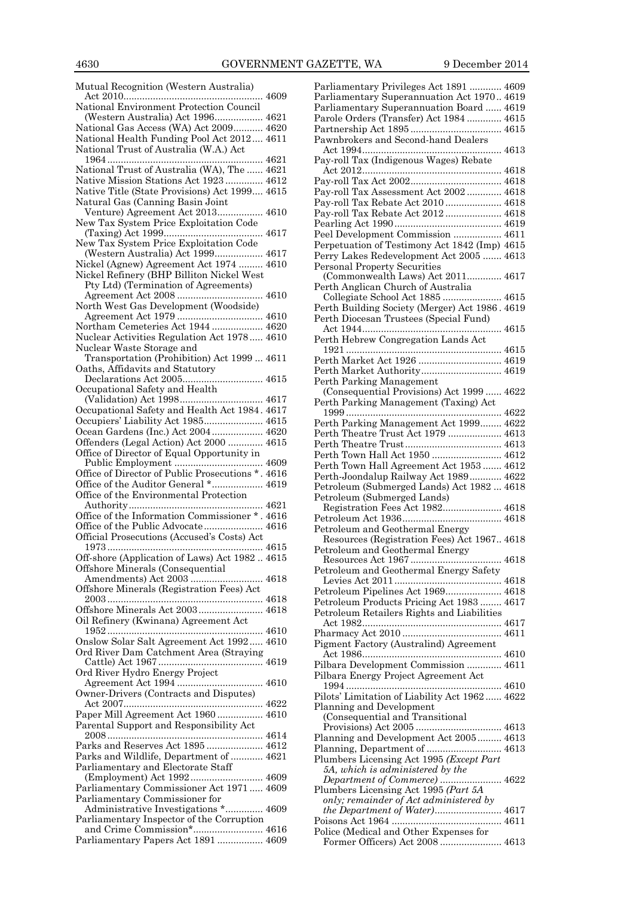Mutual Recognition (Western Australia) Act 2010 .... 4609
National Environment Protection Council (Western Australia) Act 1996 .... 4621
National Gas Access (WA) Act 2009 .... 4620
National Health Funding Pool Act 2012 .... 4611
National Trust of Australia (W.A.) Act 1964 .... 4621
National Trust of Australia (WA), The .... 4621
Native Mission Stations Act 1923 .... 4612
Native Title (State Provisions) Act 1999 .... 4615
Natural Gas (Canning Basin Joint Venture) Agreement Act 2013 .... 4610
New Tax System Price Exploitation Code (Taxing) Act 1999 .... 4617
New Tax System Price Exploitation Code (Western Australia) Act 1999 .... 4617
Nickel (Agnew) Agreement Act 1974 .... 4610
Nickel Refinery (BHP Billiton Nickel West Pty Ltd) (Termination of Agreements) Agreement Act 2008 .... 4610
North West Gas Development (Woodside) Agreement Act 1979 .... 4610
Northam Cemeteries Act 1944 .... 4620
Nuclear Activities Regulation Act 1978 .... 4610
Nuclear Waste Storage and Transportation (Prohibition) Act 1999 .... 4611
Oaths, Affidavits and Statutory Declarations Act 2005 .... 4615
Occupational Safety and Health (Validation) Act 1998 .... 4617
Occupational Safety and Health Act 1984 .... 4617
Occupiers' Liability Act 1985 .... 4615
Ocean Gardens (Inc.) Act 2004 .... 4620
Offenders (Legal Action) Act 2000 .... 4615
Office of Director of Equal Opportunity in Public Employment .... 4609
Office of Director of Public Prosecutions * .... 4616
Office of the Auditor General * .... 4619
Office of the Environmental Protection Authority .... 4621
Office of the Information Commissioner * .... 4616
Office of the Public Advocate .... 4616
Official Prosecutions (Accused's Costs) Act 1973 .... 4615
Off-shore (Application of Laws) Act 1982 .... 4615
Offshore Minerals (Consequential Amendments) Act 2003 .... 4618
Offshore Minerals (Registration Fees) Act 2003 .... 4618
Offshore Minerals Act 2003 .... 4618
Oil Refinery (Kwinana) Agreement Act 1952 .... 4610
Onslow Solar Salt Agreement Act 1992 .... 4610
Ord River Dam Catchment Area (Straying Cattle) Act 1967 .... 4619
Ord River Hydro Energy Project Agreement Act 1994 .... 4610
Owner-Drivers (Contracts and Disputes) Act 2007 .... 4622
Paper Mill Agreement Act 1960 .... 4610
Parental Support and Responsibility Act 2008 .... 4614
Parks and Reserves Act 1895 .... 4612
Parks and Wildlife, Department of .... 4621
Parliamentary and Electorate Staff (Employment) Act 1992 .... 4609
Parliamentary Commissioner Act 1971 .... 4609
Parliamentary Commissioner for Administrative Investigations * .... 4609
Parliamentary Inspector of the Corruption and Crime Commission* .... 4616
Parliamentary Papers Act 1891 .... 4609
Parliamentary Privileges Act 1891 .... 4609
Parliamentary Superannuation Act 1970 .... 4619
Parliamentary Superannuation Board .... 4619
Parole Orders (Transfer) Act 1984 .... 4615
Partnership Act 1895 .... 4615
Pawnbrokers and Second-hand Dealers Act 1994 .... 4613
Pay-roll Tax (Indigenous Wages) Rebate Act 2012 .... 4618
Pay-roll Tax Act 2002 .... 4618
Pay-roll Tax Assessment Act 2002 .... 4618
Pay-roll Tax Rebate Act 2010 .... 4618
Pay-roll Tax Rebate Act 2012 .... 4618
Pearling Act 1990 .... 4619
Peel Development Commission .... 4611
Perpetuation of Testimony Act 1842 (Imp) .... 4615
Perry Lakes Redevelopment Act 2005 .... 4613
Personal Property Securities (Commonwealth Laws) Act 2011 .... 4617
Perth Anglican Church of Australia Collegiate School Act 1885 .... 4615
Perth Building Society (Merger) Act 1986 .... 4619
Perth Diocesan Trustees (Special Fund) Act 1944 .... 4615
Perth Hebrew Congregation Lands Act 1921 .... 4615
Perth Market Act 1926 .... 4619
Perth Market Authority .... 4619
Perth Parking Management (Consequential Provisions) Act 1999 .... 4622
Perth Parking Management (Taxing) Act 1999 .... 4622
Perth Parking Management Act 1999 .... 4622
Perth Theatre Trust Act 1979 .... 4613
Perth Theatre Trust .... 4613
Perth Town Hall Act 1950 .... 4612
Perth Town Hall Agreement Act 1953 .... 4612
Perth-Joondalup Railway Act 1989 .... 4622
Petroleum (Submerged Lands) Act 1982 .... 4618
Petroleum (Submerged Lands) Registration Fees Act 1982 .... 4618
Petroleum Act 1936 .... 4618
Petroleum and Geothermal Energy Resources (Registration Fees) Act 1967 .... 4618
Petroleum and Geothermal Energy Resources Act 1967 .... 4618
Petroleum and Geothermal Energy Safety Levies Act 2011 .... 4618
Petroleum Pipelines Act 1969 .... 4618
Petroleum Products Pricing Act 1983 .... 4617
Petroleum Retailers Rights and Liabilities Act 1982 .... 4617
Pharmacy Act 2010 .... 4611
Pigment Factory (Australind) Agreement Act 1986 .... 4610
Pilbara Development Commission .... 4611
Pilbara Energy Project Agreement Act 1994 .... 4610
Pilots' Limitation of Liability Act 1962 .... 4622
Planning and Development (Consequential and Transitional Provisions) Act 2005 .... 4613
Planning and Development Act 2005 .... 4613
Planning, Department of .... 4613
Plumbers Licensing Act 1995 *(Except Part 5A, which is administered by the Department of Commerce)* .... 4622
Plumbers Licensing Act 1995 *(Part 5A only; remainder of Act administered by the Department of Water)* .... 4617
Poisons Act 1964 .... 4611
Police (Medical and Other Expenses for Former Officers) Act 2008 .... 4613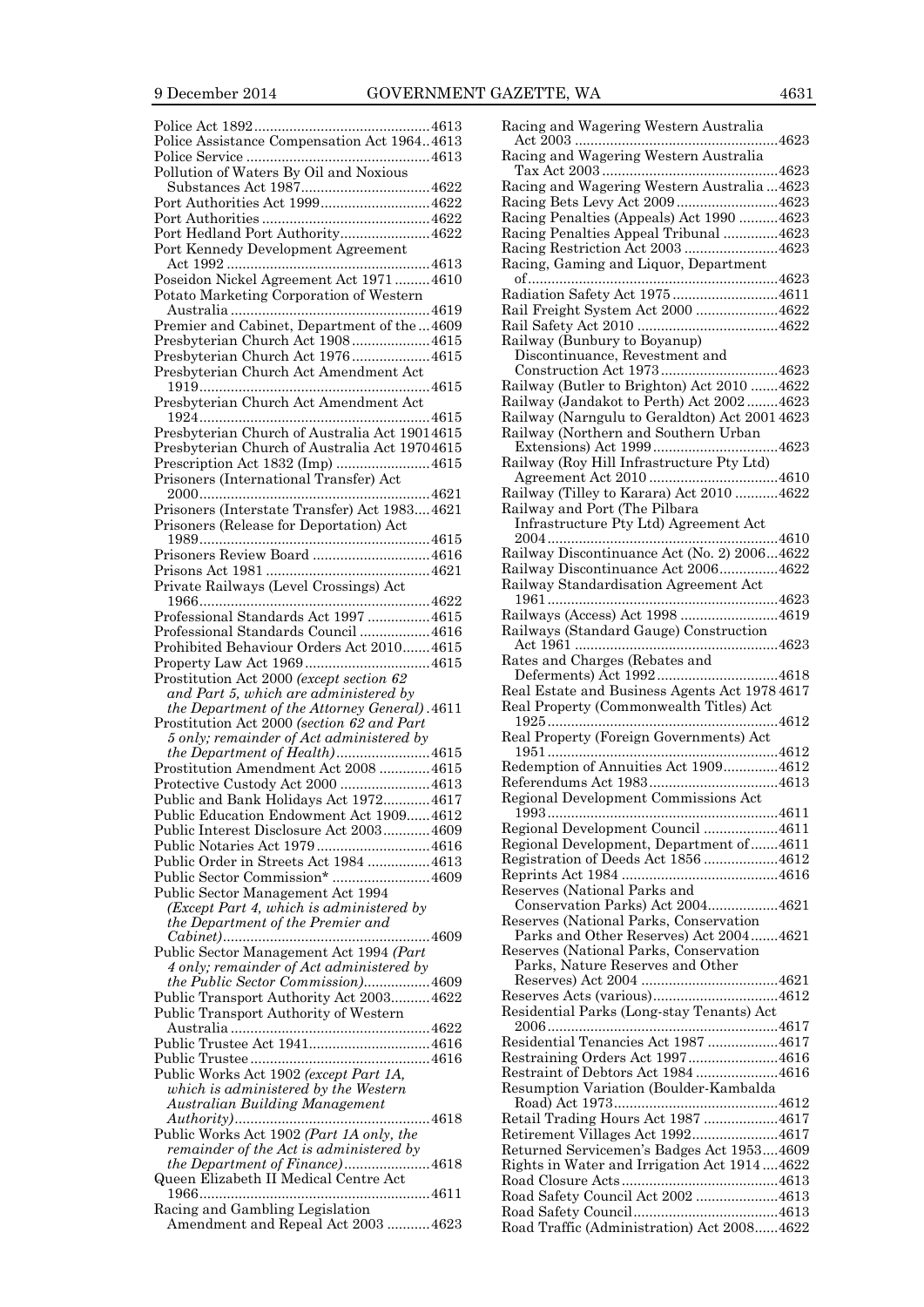Police Act 1892 ....... 4613
Police Assistance Compensation Act 1964 .. 4613
Police Service ....... 4613
Pollution of Waters By Oil and Noxious Substances Act 1987 ....... 4622
Port Authorities Act 1999 ....... 4622
Port Authorities ....... 4622
Port Hedland Port Authority ....... 4622
Port Kennedy Development Agreement Act 1992 ....... 4613
Poseidon Nickel Agreement Act 1971 ....... 4610
Potato Marketing Corporation of Western Australia ....... 4619
Premier and Cabinet, Department of the ... 4609
Presbyterian Church Act 1908 ....... 4615
Presbyterian Church Act 1976 ....... 4615
Presbyterian Church Act Amendment Act 1919 ....... 4615
Presbyterian Church Act Amendment Act 1924 ....... 4615
Presbyterian Church of Australia Act 1901 4615
Presbyterian Church of Australia Act 1970 4615
Prescription Act 1832 (Imp) ....... 4615
Prisoners (International Transfer) Act 2000 ....... 4621
Prisoners (Interstate Transfer) Act 1983 .... 4621
Prisoners (Release for Deportation) Act 1989 ....... 4615
Prisoners Review Board ....... 4616
Prisons Act 1981 ....... 4621
Private Railways (Level Crossings) Act 1966 ....... 4622
Professional Standards Act 1997 ....... 4615
Professional Standards Council ....... 4616
Prohibited Behaviour Orders Act 2010 ....... 4615
Property Law Act 1969 ....... 4615
Prostitution Act 2000 *(except section 62 and Part 5, which are administered by the Department of the Attorney General)* . 4611
Prostitution Act 2000 *(section 62 and Part 5 only; remainder of Act administered by the Department of Health)* ....... 4615
Prostitution Amendment Act 2008 ....... 4615
Protective Custody Act 2000 ....... 4613
Public and Bank Holidays Act 1972 ....... 4617
Public Education Endowment Act 1909 ...... 4612
Public Interest Disclosure Act 2003 ....... 4609
Public Notaries Act 1979 ....... 4616
Public Order in Streets Act 1984 ....... 4613
Public Sector Commission* ....... 4609
Public Sector Management Act 1994 *(Except Part 4, which is administered by the Department of the Premier and Cabinet)* ....... 4609
Public Sector Management Act 1994 *(Part 4 only; remainder of Act administered by the Public Sector Commission)* ....... 4609
Public Transport Authority Act 2003 ....... 4622
Public Transport Authority of Western Australia ....... 4622
Public Trustee Act 1941 ....... 4616
Public Trustee ....... 4616
Public Works Act 1902 *(except Part 1A, which is administered by the Western Australian Building Management Authority)* ....... 4618
Public Works Act 1902 *(Part 1A only, the remainder of the Act is administered by the Department of Finance)* ....... 4618
Queen Elizabeth II Medical Centre Act 1966 ....... 4611
Racing and Gambling Legislation Amendment and Repeal Act 2003 ....... 4623
Racing and Wagering Western Australia Act 2003 ....... 4623
Racing and Wagering Western Australia Tax Act 2003 ....... 4623
Racing and Wagering Western Australia ... 4623
Racing Bets Levy Act 2009 ....... 4623
Racing Penalties (Appeals) Act 1990 ....... 4623
Racing Penalties Appeal Tribunal ....... 4623
Racing Restriction Act 2003 ....... 4623
Racing, Gaming and Liquor, Department of ....... 4623
Radiation Safety Act 1975 ....... 4611
Rail Freight System Act 2000 ....... 4622
Rail Safety Act 2010 ....... 4622
Railway (Bunbury to Boyanup) Discontinuance, Revestment and Construction Act 1973 ....... 4623
Railway (Butler to Brighton) Act 2010 ....... 4622
Railway (Jandakot to Perth) Act 2002 ....... 4623
Railway (Narngulu to Geraldton) Act 2001 4623
Railway (Northern and Southern Urban Extensions) Act 1999 ....... 4623
Railway (Roy Hill Infrastructure Pty Ltd) Agreement Act 2010 ....... 4610
Railway (Tilley to Karara) Act 2010 ....... 4622
Railway and Port (The Pilbara Infrastructure Pty Ltd) Agreement Act 2004 ....... 4610
Railway Discontinuance Act (No. 2) 2006 ... 4622
Railway Discontinuance Act 2006 ....... 4622
Railway Standardisation Agreement Act 1961 ....... 4623
Railways (Access) Act 1998 ....... 4619
Railways (Standard Gauge) Construction Act 1961 ....... 4623
Rates and Charges (Rebates and Deferments) Act 1992 ....... 4618
Real Estate and Business Agents Act 1978 4617
Real Property (Commonwealth Titles) Act 1925 ....... 4612
Real Property (Foreign Governments) Act 1951 ....... 4612
Redemption of Annuities Act 1909 ....... 4612
Referendums Act 1983 ....... 4613
Regional Development Commissions Act 1993 ....... 4611
Regional Development Council ....... 4611
Regional Development, Department of ....... 4611
Registration of Deeds Act 1856 ....... 4612
Reprints Act 1984 ....... 4616
Reserves (National Parks and Conservation Parks) Act 2004 ....... 4621
Reserves (National Parks, Conservation Parks and Other Reserves) Act 2004 ....... 4621
Reserves (National Parks, Conservation Parks, Nature Reserves and Other Reserves) Act 2004 ....... 4621
Reserves Acts (various) ....... 4612
Residential Parks (Long-stay Tenants) Act 2006 ....... 4617
Residential Tenancies Act 1987 ....... 4617
Restraining Orders Act 1997 ....... 4616
Restraint of Debtors Act 1984 ....... 4616
Resumption Variation (Boulder-Kambalda Road) Act 1973 ....... 4612
Retail Trading Hours Act 1987 ....... 4617
Retirement Villages Act 1992 ....... 4617
Returned Servicemen's Badges Act 1953 .... 4609
Rights in Water and Irrigation Act 1914 .... 4622
Road Closure Acts ....... 4613
Road Safety Council Act 2002 ....... 4613
Road Safety Council ....... 4613
Road Traffic (Administration) Act 2008 ...... 4622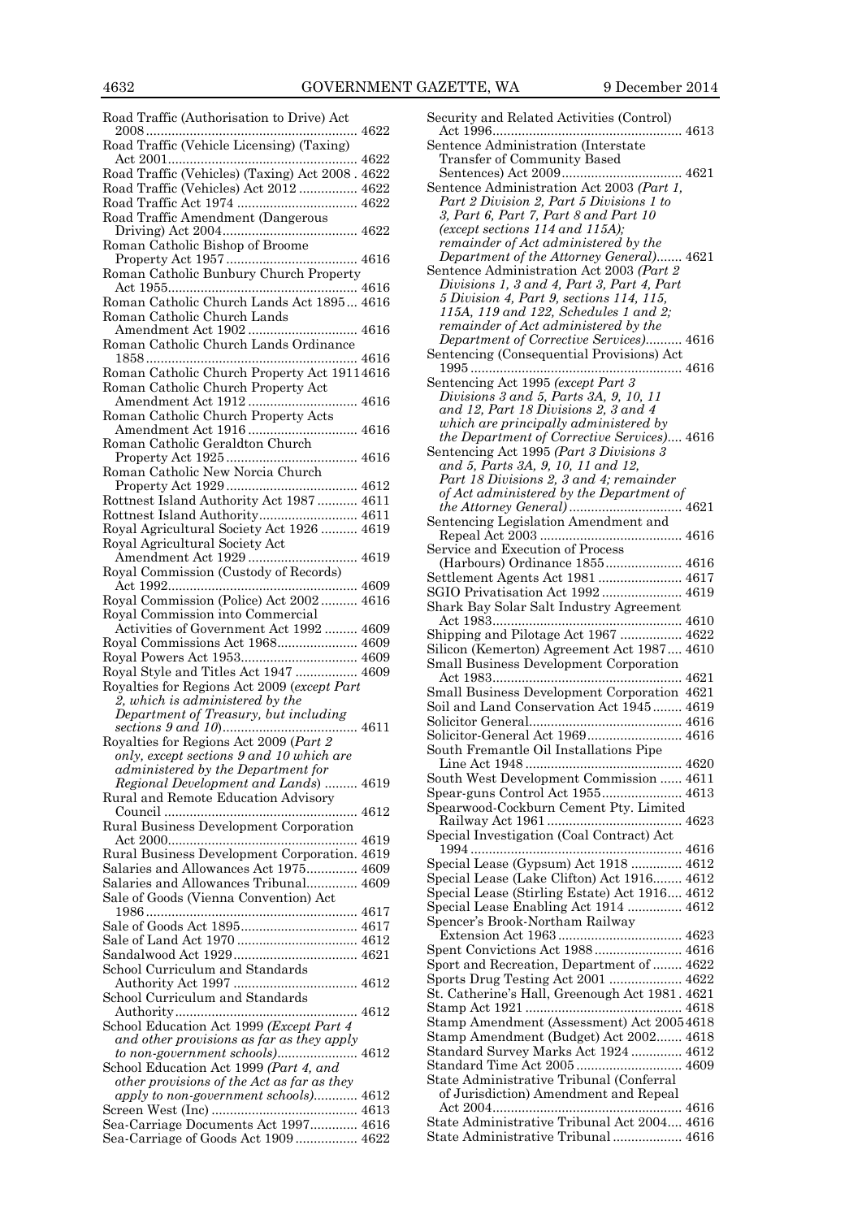Road Traffic (Authorisation to Drive) Act 2008 .......... 4622
Road Traffic (Vehicle Licensing) (Taxing) Act 2001 .......... 4622
Road Traffic (Vehicles) (Taxing) Act 2008 . 4622
Road Traffic (Vehicles) Act 2012 .......... 4622
Road Traffic Act 1974 .......... 4622
Road Traffic Amendment (Dangerous Driving) Act 2004 .......... 4622
Roman Catholic Bishop of Broome Property Act 1957 .......... 4616
Roman Catholic Bunbury Church Property Act 1955 .......... 4616
Roman Catholic Church Lands Act 1895 ... 4616
Roman Catholic Church Lands Amendment Act 1902 .......... 4616
Roman Catholic Church Lands Ordinance 1858 .......... 4616
Roman Catholic Church Property Act 1911 4616
Roman Catholic Church Property Act Amendment Act 1912 .......... 4616
Roman Catholic Church Property Acts Amendment Act 1916 .......... 4616
Roman Catholic Geraldton Church Property Act 1925 .......... 4616
Roman Catholic New Norcia Church Property Act 1929 .......... 4612
Rottnest Island Authority Act 1987 .......... 4611
Rottnest Island Authority .......... 4611
Royal Agricultural Society Act 1926 .......... 4619
Royal Agricultural Society Act Amendment Act 1929 .......... 4619
Royal Commission (Custody of Records) Act 1992 .......... 4609
Royal Commission (Police) Act 2002 .......... 4616
Royal Commission into Commercial Activities of Government Act 1992 .......... 4609
Royal Commissions Act 1968 .......... 4609
Royal Powers Act 1953 .......... 4609
Royal Style and Titles Act 1947 .......... 4609
Royalties for Regions Act 2009 (*except Part 2, which is administered by the Department of Treasury, but including sections 9 and 10*) .......... 4611
Royalties for Regions Act 2009 (*Part 2 only, except sections 9 and 10 which are administered by the Department for Regional Development and Lands*) .......... 4619
Rural and Remote Education Advisory Council .......... 4612
Rural Business Development Corporation Act 2000 .......... 4619
Rural Business Development Corporation. 4619
Salaries and Allowances Act 1975 .......... 4609
Salaries and Allowances Tribunal .......... 4609
Sale of Goods (Vienna Convention) Act 1986 .......... 4617
Sale of Goods Act 1895 .......... 4617
Sale of Land Act 1970 .......... 4612
Sandalwood Act 1929 .......... 4621
School Curriculum and Standards Authority Act 1997 .......... 4612
School Curriculum and Standards Authority .......... 4612
School Education Act 1999 (*Except Part 4 and other provisions as far as they apply to non-government schools*) .......... 4612
School Education Act 1999 (*Part 4, and other provisions of the Act as far as they apply to non-government schools*) .......... 4612
Screen West (Inc) .......... 4613
Sea-Carriage Documents Act 1997 .......... 4616
Sea-Carriage of Goods Act 1909 .......... 4622
Security and Related Activities (Control) Act 1996 .......... 4613
Sentence Administration (Interstate Transfer of Community Based Sentences) Act 2009 .......... 4621
Sentence Administration Act 2003 (*Part 1, Part 2 Division 2, Part 5 Divisions 1 to 3, Part 6, Part 7, Part 8 and Part 10 (except sections 114 and 115A); remainder of Act administered by the Department of the Attorney General*) .......... 4621
Sentence Administration Act 2003 (*Part 2 Divisions 1, 3 and 4, Part 3, Part 4, Part 5 Division 4, Part 9, sections 114, 115, 115A, 119 and 122, Schedules 1 and 2; remainder of Act administered by the Department of Corrective Services*) .......... 4616
Sentencing (Consequential Provisions) Act 1995 .......... 4616
Sentencing Act 1995 (*except Part 3 Divisions 3 and 5, Parts 3A, 9, 10, 11 and 12, Part 18 Divisions 2, 3 and 4 which are principally administered by the Department of Corrective Services*) .... 4616
Sentencing Act 1995 (*Part 3 Divisions 3 and 5, Parts 3A, 9, 10, 11 and 12, Part 18 Divisions 2, 3 and 4; remainder of Act administered by the Department of the Attorney General*) .......... 4621
Sentencing Legislation Amendment and Repeal Act 2003 .......... 4616
Service and Execution of Process (Harbours) Ordinance 1855 .......... 4616
Settlement Agents Act 1981 .......... 4617
SGIO Privatisation Act 1992 .......... 4619
Shark Bay Solar Salt Industry Agreement Act 1983 .......... 4610
Shipping and Pilotage Act 1967 .......... 4622
Silicon (Kemerton) Agreement Act 1987 .... 4610
Small Business Development Corporation Act 1983 .......... 4621
Small Business Development Corporation 4621
Soil and Land Conservation Act 1945 .......... 4619
Solicitor General .......... 4616
Solicitor-General Act 1969 .......... 4616
South Fremantle Oil Installations Pipe Line Act 1948 .......... 4620
South West Development Commission .......... 4611
Spear-guns Control Act 1955 .......... 4613
Spearwood-Cockburn Cement Pty. Limited Railway Act 1961 .......... 4623
Special Investigation (Coal Contract) Act 1994 .......... 4616
Special Lease (Gypsum) Act 1918 .......... 4612
Special Lease (Lake Clifton) Act 1916 .......... 4612
Special Lease (Stirling Estate) Act 1916 .... 4612
Special Lease Enabling Act 1914 .......... 4612
Spencer's Brook-Northam Railway Extension Act 1963 .......... 4623
Spent Convictions Act 1988 .......... 4616
Sport and Recreation, Department of .......... 4622
Sports Drug Testing Act 2001 .......... 4622
St. Catherine's Hall, Greenough Act 1981 . 4621
Stamp Act 1921 .......... 4618
Stamp Amendment (Assessment) Act 2005 4618
Stamp Amendment (Budget) Act 2002 .......... 4618
Standard Survey Marks Act 1924 .......... 4612
Standard Time Act 2005 .......... 4609
State Administrative Tribunal (Conferral of Jurisdiction) Amendment and Repeal Act 2004 .......... 4616
State Administrative Tribunal Act 2004 .... 4616
State Administrative Tribunal .......... 4616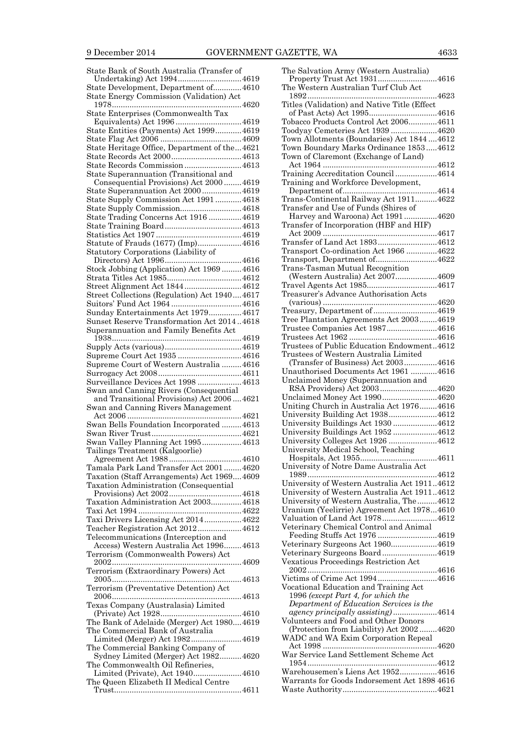State Bank of South Australia (Transfer of Undertaking) Act 1994 ........ 4619
State Development, Department of ........ 4610
State Energy Commission (Validation) Act 1978 ........ 4620
State Enterprises (Commonwealth Tax Equivalents) Act 1996 ........ 4619
State Entities (Payments) Act 1999 ........ 4619
State Flag Act 2006 ........ 4609
State Heritage Office, Department of the ........ 4621
State Records Act 2000 ........ 4613
State Records Commission ........ 4613
State Superannuation (Transitional and Consequential Provisions) Act 2000 ........ 4619
State Superannuation Act 2000 ........ 4619
State Supply Commission Act 1991 ........ 4618
State Supply Commission ........ 4618
State Trading Concerns Act 1916 ........ 4619
State Training Board ........ 4613
Statistics Act 1907 ........ 4619
Statute of Frauds (1677) (Imp) ........ 4616
Statutory Corporations (Liability of Directors) Act 1996 ........ 4616
Stock Jobbing (Application) Act 1969 ........ 4616
Strata Titles Act 1985 ........ 4612
Street Alignment Act 1844 ........ 4612
Street Collections (Regulation) Act 1940 ........ 4617
Suitors' Fund Act 1964 ........ 4616
Sunday Entertainments Act 1979 ........ 4617
Sunset Reserve Transformation Act 2014 ........ 4618
Superannuation and Family Benefits Act 1938 ........ 4619
Supply Acts (various) ........ 4619
Supreme Court Act 1935 ........ 4616
Supreme Court of Western Australia ........ 4616
Surrogacy Act 2008 ........ 4611
Surveillance Devices Act 1998 ........ 4613
Swan and Canning Rivers (Consequential and Transitional Provisions) Act 2006 ........ 4621
Swan and Canning Rivers Management Act 2006 ........ 4621
Swan Bells Foundation Incorporated ........ 4613
Swan River Trust ........ 4621
Swan Valley Planning Act 1995 ........ 4613
Tailings Treatment (Kalgoorlie) Agreement Act 1988 ........ 4610
Tamala Park Land Transfer Act 2001 ........ 4620
Taxation (Staff Arrangements) Act 1969 ........ 4609
Taxation Administration (Consequential Provisions) Act 2002 ........ 4618
Taxation Administration Act 2003 ........ 4618
Taxi Act 1994 ........ 4622
Taxi Drivers Licensing Act 2014 ........ 4622
Teacher Registration Act 2012 ........ 4612
Telecommunications (Interception and Access) Western Australia Act 1996 ........ 4613
Terrorism (Commonwealth Powers) Act 2002 ........ 4609
Terrorism (Extraordinary Powers) Act 2005 ........ 4613
Terrorism (Preventative Detention) Act 2006 ........ 4613
Texas Company (Australasia) Limited (Private) Act 1928 ........ 4610
The Bank of Adelaide (Merger) Act 1980 ........ 4619
The Commercial Bank of Australia Limited (Merger) Act 1982 ........ 4619
The Commercial Banking Company of Sydney Limited (Merger) Act 1982 ........ 4620
The Commonwealth Oil Refineries, Limited (Private), Act 1940 ........ 4610
The Queen Elizabeth II Medical Centre Trust ........ 4611
The Salvation Army (Western Australia) Property Trust Act 1931 ........ 4616
The Western Australian Turf Club Act 1892 ........ 4623
Titles (Validation) and Native Title (Effect of Past Acts) Act 1995 ........ 4616
Tobacco Products Control Act 2006 ........ 4611
Toodyay Cemeteries Act 1939 ........ 4620
Town Allotments (Boundaries) Act 1844 ........ 4612
Town Boundary Marks Ordinance 1853 ........ 4612
Town of Claremont (Exchange of Land) Act 1964 ........ 4612
Training Accreditation Council ........ 4614
Training and Workforce Development, Department of ........ 4614
Trans-Continental Railway Act 1911 ........ 4622
Transfer and Use of Funds (Shires of Harvey and Waroona) Act 1991 ........ 4620
Transfer of Incorporation (HBF and HIF) Act 2009 ........ 4617
Transfer of Land Act 1893 ........ 4612
Transport Co-ordination Act 1966 ........ 4622
Transport, Department of ........ 4622
Trans-Tasman Mutual Recognition (Western Australia) Act 2007 ........ 4609
Travel Agents Act 1985 ........ 4617
Treasurer's Advance Authorisation Acts (various) ........ 4620
Treasury, Department of ........ 4619
Tree Plantation Agreements Act 2003 ........ 4619
Trustee Companies Act 1987 ........ 4616
Trustees Act 1962 ........ 4616
Trustees of Public Education Endowment ........ 4612
Trustees of Western Australia Limited (Transfer of Business) Act 2003 ........ 4616
Unauthorised Documents Act 1961 ........ 4616
Unclaimed Money (Superannuation and RSA Providers) Act 2003 ........ 4620
Unclaimed Money Act 1990 ........ 4620
Uniting Church in Australia Act 1976 ........ 4616
University Building Act 1938 ........ 4612
University Buildings Act 1930 ........ 4612
University Buildings Act 1952 ........ 4612
University Colleges Act 1926 ........ 4612
University Medical School, Teaching Hospitals, Act 1955 ........ 4611
University of Notre Dame Australia Act 1989 ........ 4612
University of Western Australia Act 1911 ........ 4612
University of Western Australia Act 1911 ........ 4612
University of Western Australia, The ........ 4612
Uranium (Yeelirrie) Agreement Act 1978 ........ 4610
Valuation of Land Act 1978 ........ 4612
Veterinary Chemical Control and Animal Feeding Stuffs Act 1976 ........ 4619
Veterinary Surgeons Act 1960 ........ 4619
Veterinary Surgeons Board ........ 4619
Vexatious Proceedings Restriction Act 2002 ........ 4616
Victims of Crime Act 1994 ........ 4616
Vocational Education and Training Act 1996 *(except Part 4, for which the Department of Education Services is the agency principally assisting)* ........ 4614
Volunteers and Food and Other Donors (Protection from Liability) Act 2002 ........ 4620
WADC and WA Exim Corporation Repeal Act 1998 ........ 4620
War Service Land Settlement Scheme Act 1954 ........ 4612
Warehousemen's Liens Act 1952 ........ 4616
Warrants for Goods Indorsement Act 1898 ........ 4616
Waste Authority ........ 4621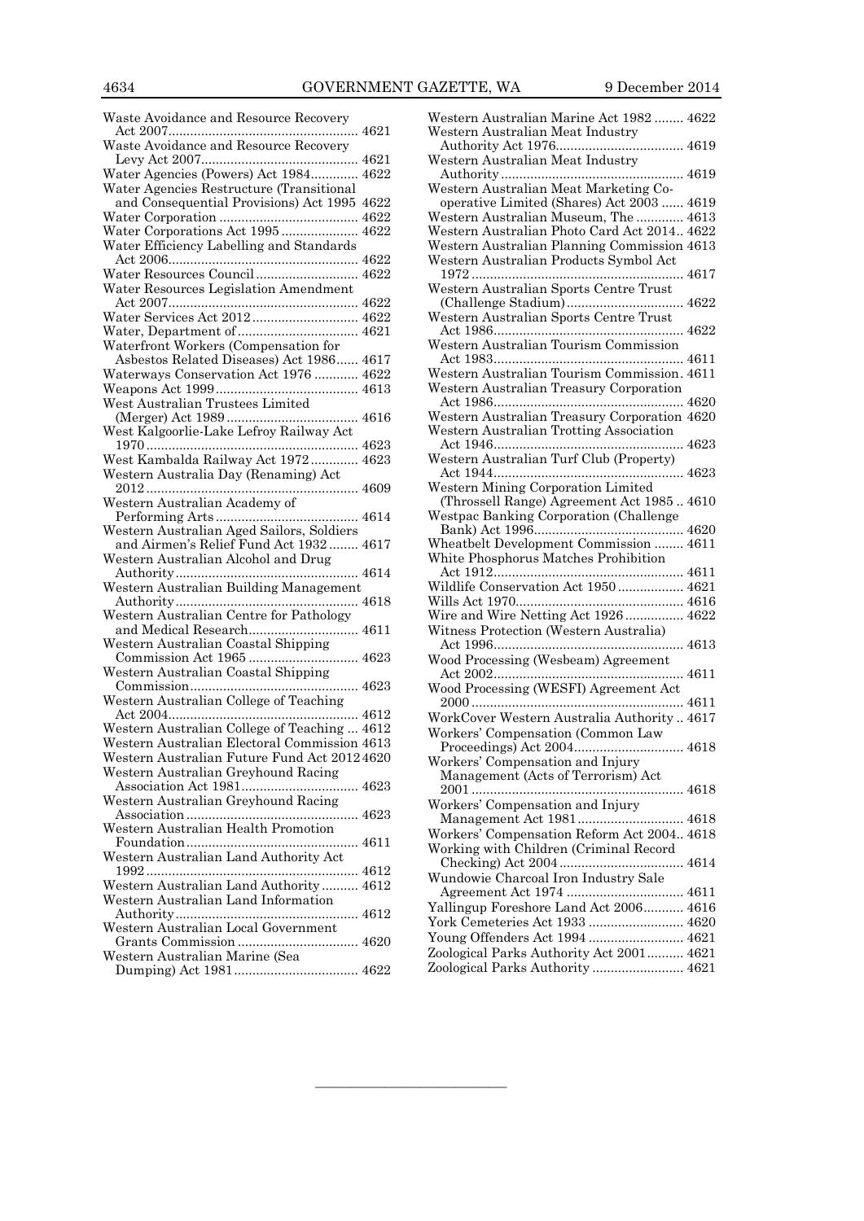Waste Avoidance and Resource Recovery Act 2007.................................................... 4621
Waste Avoidance and Resource Recovery Levy Act 2007........................................... 4621
Water Agencies (Powers) Act 1984............. 4622
Water Agencies Restructure (Transitional and Consequential Provisions) Act 1995 4622
Water Corporation ...................................... 4622
Water Corporations Act 1995 ..................... 4622
Water Efficiency Labelling and Standards Act 2006.................................................... 4622
Water Resources Council ............................ 4622
Water Resources Legislation Amendment Act 2007.................................................... 4622
Water Services Act 2012 ............................. 4622
Water, Department of ................................. 4621
Waterfront Workers (Compensation for Asbestos Related Diseases) Act 1986...... 4617
Waterways Conservation Act 1976 ............ 4622
Weapons Act 1999 ....................................... 4613
West Australian Trustees Limited (Merger) Act 1989 .................................... 4616
West Kalgoorlie-Lake Lefroy Railway Act 1970 .......................................................... 4623
West Kambalda Railway Act 1972............. 4623
Western Australia Day (Renaming) Act 2012 .......................................................... 4609
Western Australian Academy of Performing Arts ....................................... 4614
Western Australian Aged Sailors, Soldiers and Airmen's Relief Fund Act 1932 ........ 4617
Western Australian Alcohol and Drug Authority .................................................. 4614
Western Australian Building Management Authority .................................................. 4618
Western Australian Centre for Pathology and Medical Research.............................. 4611
Western Australian Coastal Shipping Commission Act 1965 .............................. 4623
Western Australian Coastal Shipping Commission.............................................. 4623
Western Australian College of Teaching Act 2004.................................................... 4612
Western Australian College of Teaching ... 4612
Western Australian Electoral Commission 4613
Western Australian Future Fund Act 2012 4620
Western Australian Greyhound Racing Association Act 1981................................ 4623
Western Australian Greyhound Racing Association ............................................... 4623
Western Australian Health Promotion Foundation............................................... 4611
Western Australian Land Authority Act 1992 .......................................................... 4612
Western Australian Land Authority .......... 4612
Western Australian Land Information Authority .................................................. 4612
Western Australian Local Government Grants Commission ................................. 4620
Western Australian Marine (Sea Dumping) Act 1981 .................................. 4622
Western Australian Marine Act 1982 ........ 4622
Western Australian Meat Industry Authority Act 1976................................... 4619
Western Australian Meat Industry Authority .................................................. 4619
Western Australian Meat Marketing Co-operative Limited (Shares) Act 2003 ...... 4619
Western Australian Museum, The ............. 4613
Western Australian Photo Card Act 2014.. 4622
Western Australian Planning Commission 4613
Western Australian Products Symbol Act 1972 .......................................................... 4617
Western Australian Sports Centre Trust (Challenge Stadium)................................ 4622
Western Australian Sports Centre Trust Act 1986.................................................... 4622
Western Australian Tourism Commission Act 1983.................................................... 4611
Western Australian Tourism Commission. 4611
Western Australian Treasury Corporation Act 1986.................................................... 4620
Western Australian Treasury Corporation 4620
Western Australian Trotting Association Act 1946.................................................... 4623
Western Australian Turf Club (Property) Act 1944.................................................... 4623
Western Mining Corporation Limited (Throssell Range) Agreement Act 1985 .. 4610
Westpac Banking Corporation (Challenge Bank) Act 1996......................................... 4620
Wheatbelt Development Commission ........ 4611
White Phosphorus Matches Prohibition Act 1912.................................................... 4611
Wildlife Conservation Act 1950 .................. 4621
Wills Act 1970.............................................. 4616
Wire and Wire Netting Act 1926 ................ 4622
Witness Protection (Western Australia) Act 1996.................................................... 4613
Wood Processing (Wesbeam) Agreement Act 2002.................................................... 4611
Wood Processing (WESFI) Agreement Act 2000 .......................................................... 4611
WorkCover Western Australia Authority .. 4617
Workers' Compensation (Common Law Proceedings) Act 2004.............................. 4618
Workers' Compensation and Injury Management (Acts of Terrorism) Act 2001 .......................................................... 4618
Workers' Compensation and Injury Management Act 1981 ............................. 4618
Workers' Compensation Reform Act 2004.. 4618
Working with Children (Criminal Record Checking) Act 2004 .................................. 4614
Wundowie Charcoal Iron Industry Sale Agreement Act 1974 ................................ 4611
Yallingup Foreshore Land Act 2006........... 4616
York Cemeteries Act 1933 .......................... 4620
Young Offenders Act 1994 .......................... 4621
Zoological Parks Authority Act 2001.......... 4621
Zoological Parks Authority ......................... 4621

---